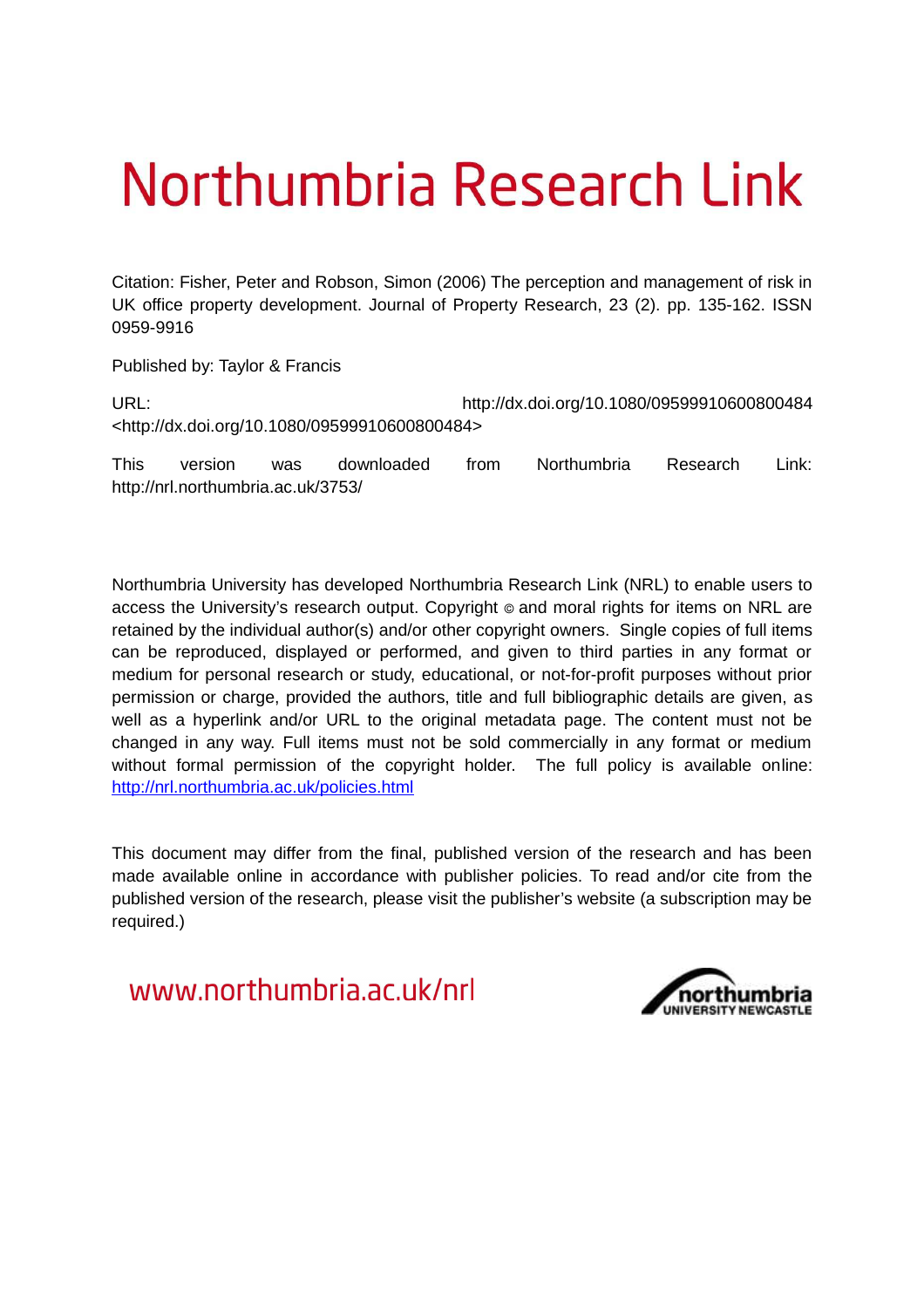# Northumbria Research Link

Citation: Fisher, Peter and Robson, Simon (2006) The perception and management of risk in UK office property development. Journal of Property Research, 23 (2). pp. 135-162. ISSN 0959-9916

Published by: Taylor & Francis

URL: http://dx.doi.org/10.1080/09599910600800484 <http://dx.doi.org/10.1080/09599910600800484>

This version was downloaded from Northumbria Research Link: http://nrl.northumbria.ac.uk/3753/

Northumbria University has developed Northumbria Research Link (NRL) to enable users to access the University's research output. Copyright © and moral rights for items on NRL are retained by the individual author(s) and/or other copyright owners. Single copies of full items can be reproduced, displayed or performed, and given to third parties in any format or medium for personal research or study, educational, or not-for-profit purposes without prior permission or charge, provided the authors, title and full bibliographic details are given, as well as a hyperlink and/or URL to the original metadata page. The content must not be changed in any way. Full items must not be sold commercially in any format or medium without formal permission of the copyright holder. The full policy is available online: http://nrl.northumbria.ac.uk/policies.html

This document may differ from the final, published version of the research and has been made available online in accordance with publisher policies. To read and/or cite from the published version of the research, please visit the publisher's website (a subscription may be required.)

www.northumbria.ac.uk/nrl

northumbria UNIVERSITY NEWCASTLE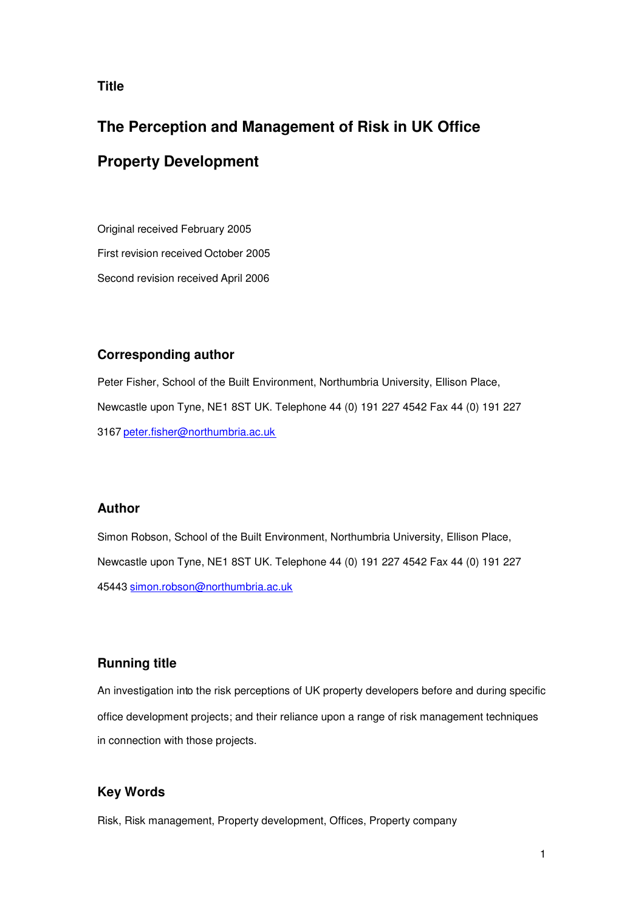**Title**

# The Perception and Management of Risk in UK Office Property Development

Original received February 2005

First revision received October 2005

Second revision received April 2006

## Corresponding author

Peter Fisher, School of the Built Environment, Northumbria University, Ellison Place, Newcastle upon Tyne, NE1 8ST UK. Telephone 44 (0) 191 227 4542 Fax 44 (0) 191 227 3167 peter.fisher@northumbria.ac.uk

## Author

Simon Robson, School of the Built Environment, Northumbria University, Ellison Place, Newcastle upon Tyne, NE1 8ST UK. Telephone 44 (0) 191 227 4542 Fax 44 (0) 191 227 45443 simon.robson@northumbria.ac.uk

## Running title

An investigation into the risk perceptions of UK property developers before and during specific office development projects; and their reliance upon a range of risk management techniques in connection with those projects.

## Key Words

Risk, Risk management, Property development, Offices, Property company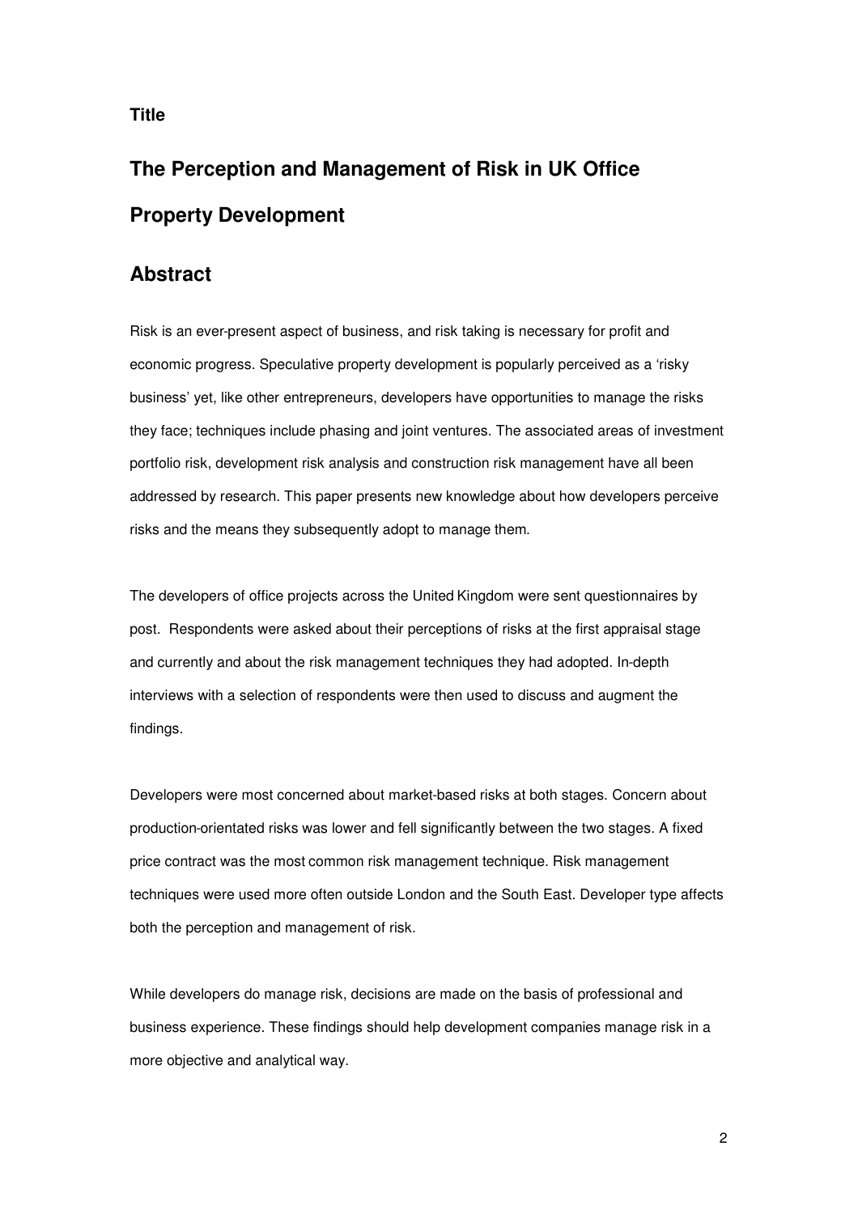**Title**

# The Perception and Management of Risk in UK Office Property Development

## Abstract

Risk is an ever-present aspect of business, and risk taking is necessary for profit and economic progress. Speculative property development is popularly perceived as a 'risky business' yet, like other entrepreneurs, developers have opportunities to manage the risks they face; techniques include phasing and joint ventures. The associated areas of investment portfolio risk, development risk analysis and construction risk management have all been addressed by research. This paper presents new knowledge about how developers perceive risks and the means they subsequently adopt to manage them.

The developers of office projects across the United Kingdom were sent questionnaires by post. Respondents were asked about their perceptions of risks at the first appraisal stage and currently and about the risk management techniques they had adopted. In-depth interviews with a selection of respondents were then used to discuss and augment the findings.

Developers were most concerned about market-based risks at both stages. Concern about production-orientated risks was lower and fell significantly between the two stages. A fixed price contract was the most common risk management technique. Risk management techniques were used more often outside London and the South East. Developer type affects both the perception and management of risk.

While developers do manage risk, decisions are made on the basis of professional and business experience. These findings should help development companies manage risk in a more objective and analytical way.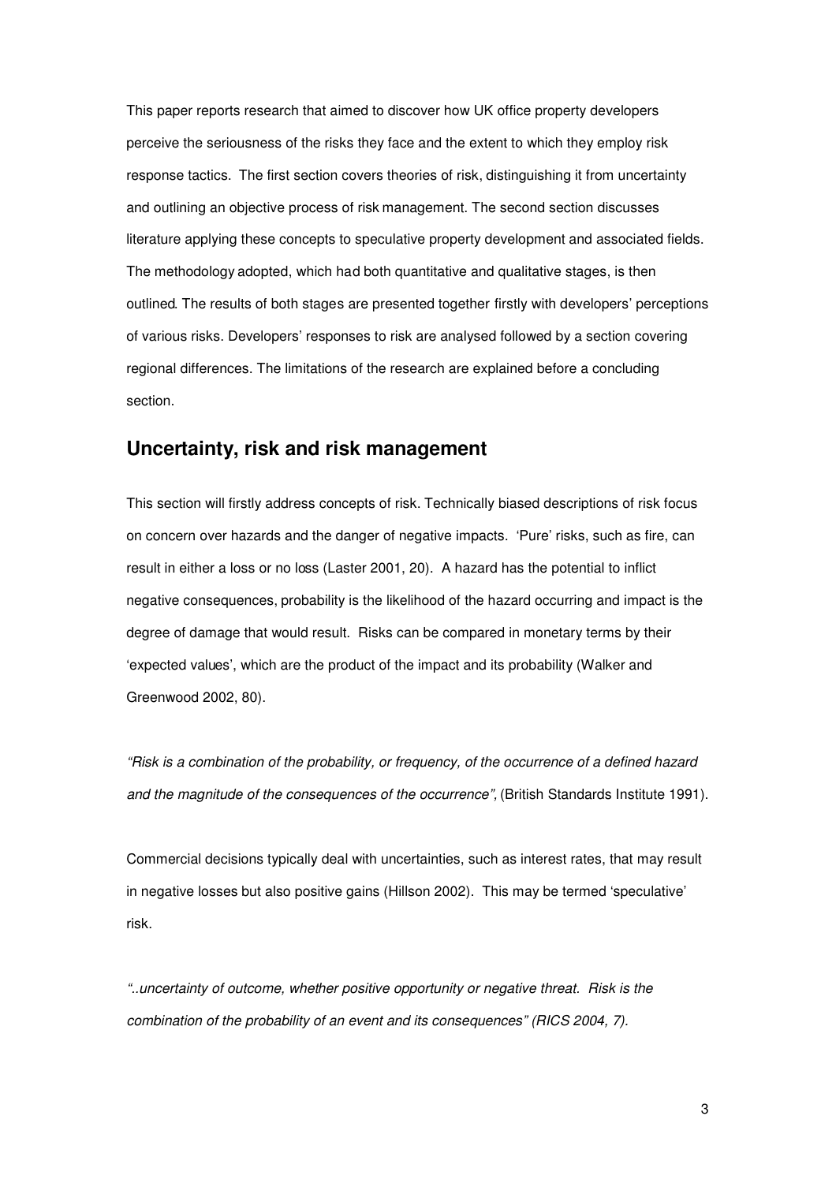This paper reports research that aimed to discover how UK office property developers perceive the seriousness of the risks they face and the extent to which they employ risk response tactics. The first section covers theories of risk, distinguishing it from uncertainty and outlining an objective process of risk management. The second section discusses literature applying these concepts to speculative property development and associated fields. The methodology adopted, which had both quantitative and qualitative stages, is then outlined. The results of both stages are presented together firstly with developers' perceptions of various risks. Developers' responses to risk are analysed followed by a section covering regional differences. The limitations of the research are explained before a concluding section.

## Uncertainty, risk and risk management

This section will firstly address concepts of risk. Technically biased descriptions of risk focus on concern over hazards and the danger of negative impacts. 'Pure' risks, such as fire, can result in either a loss or no loss (Laster 2001, 20). A hazard has the potential to inflict negative consequences, probability is the likelihood of the hazard occurring and impact is the degree of damage that would result. Risks can be compared in monetary terms by their 'expected values', which are the product of the impact and its probability (Walker and Greenwood 2002, 80).

*"Risk is a combination of the probability, or frequency, of the occurrence of a defined hazard and the magnitude of the consequences of the occurrence",* (British Standards Institute 1991).

Commercial decisions typically deal with uncertainties, such as interest rates, that may result in negative losses but also positive gains (Hillson 2002). This may be termed 'speculative' risk.

*"..uncertainty of outcome, whether positive opportunity or negative threat. Risk is the combination of the probability of an event and its consequences" (RICS 2004, 7).*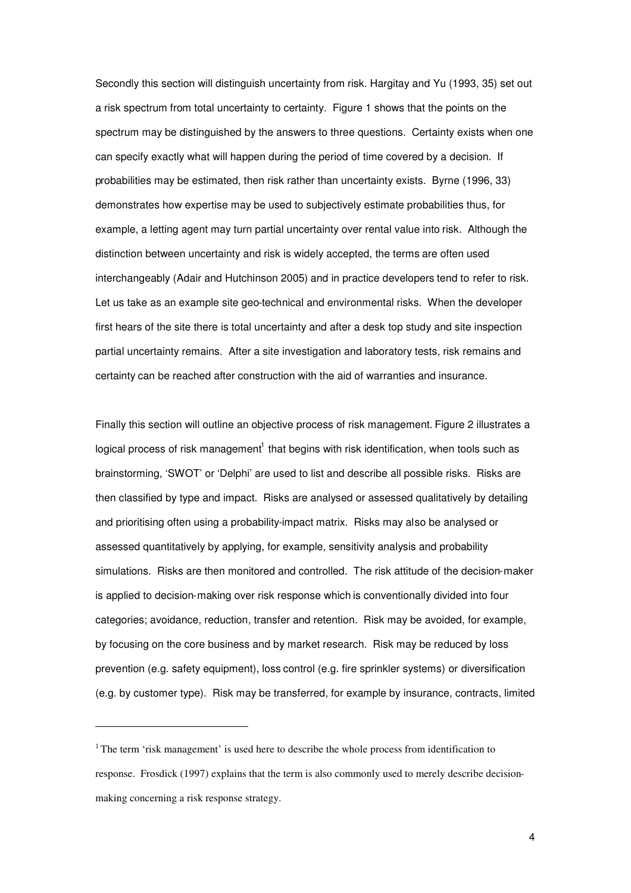Secondly this section will distinguish uncertainty from risk. Hargitay and Yu (1993, 35) set out a risk spectrum from total uncertainty to certainty. Figure 1 shows that the points on the spectrum may be distinguished by the answers to three questions. Certainty exists when one can specify exactly what will happen during the period of time covered by a decision. If probabilities may be estimated, then risk rather than uncertainty exists. Byrne (1996, 33) demonstrates how expertise may be used to subjectively estimate probabilities thus, for example, a letting agent may turn partial uncertainty over rental value into risk. Although the distinction between uncertainty and risk is widely accepted, the terms are often used interchangeably (Adair and Hutchinson 2005) and in practice developers tend to refer to risk. Let us take as an example site geo-technical and environmental risks. When the developer first hears of the site there is total uncertainty and after a desk top study and site inspection partial uncertainty remains. After a site investigation and laboratory tests, risk remains and certainty can be reached after construction with the aid of warranties and insurance.

Finally this section will outline an objective process of risk management. Figure 2 illustrates a logical process of risk management[1] that begins with risk identification, when tools such as brainstorming, 'SWOT' or 'Delphi' are used to list and describe all possible risks. Risks are then classified by type and impact. Risks are analysed or assessed qualitatively by detailing and prioritising often using a probability-impact matrix. Risks may also be analysed or assessed quantitatively by applying, for example, sensitivity analysis and probability simulations. Risks are then monitored and controlled. The risk attitude of the decision-maker is applied to decision-making over risk response which is conventionally divided into four categories; avoidance, reduction, transfer and retention. Risk may be avoided, for example, by focusing on the core business and by market research. Risk may be reduced by loss prevention (e.g. safety equipment), loss control (e.g. fire sprinkler systems) or diversification (e.g. by customer type). Risk may be transferred, for example by insurance, contracts, limited

---

[1] The term 'risk management' is used here to describe the whole process from identification to response. Frosdick (1997) explains that the term is also commonly used to merely describe decision-making concerning a risk response strategy.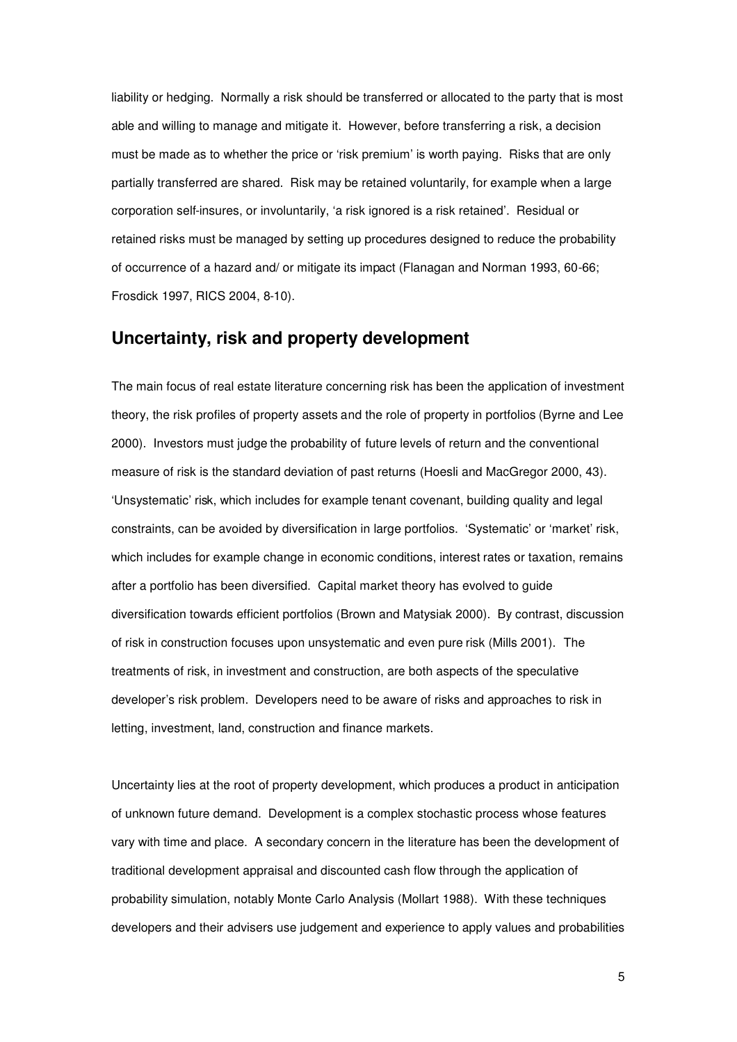liability or hedging. Normally a risk should be transferred or allocated to the party that is most able and willing to manage and mitigate it. However, before transferring a risk, a decision must be made as to whether the price or 'risk premium' is worth paying. Risks that are only partially transferred are shared. Risk may be retained voluntarily, for example when a large corporation self-insures, or involuntarily, 'a risk ignored is a risk retained'. Residual or retained risks must be managed by setting up procedures designed to reduce the probability of occurrence of a hazard and/ or mitigate its impact (Flanagan and Norman 1993, 60-66; Frosdick 1997, RICS 2004, 8-10).

## Uncertainty, risk and property development

The main focus of real estate literature concerning risk has been the application of investment theory, the risk profiles of property assets and the role of property in portfolios (Byrne and Lee 2000). Investors must judge the probability of future levels of return and the conventional measure of risk is the standard deviation of past returns (Hoesli and MacGregor 2000, 43). 'Unsystematic' risk, which includes for example tenant covenant, building quality and legal constraints, can be avoided by diversification in large portfolios. 'Systematic' or 'market' risk, which includes for example change in economic conditions, interest rates or taxation, remains after a portfolio has been diversified. Capital market theory has evolved to guide diversification towards efficient portfolios (Brown and Matysiak 2000). By contrast, discussion of risk in construction focuses upon unsystematic and even pure risk (Mills 2001). The treatments of risk, in investment and construction, are both aspects of the speculative developer's risk problem. Developers need to be aware of risks and approaches to risk in letting, investment, land, construction and finance markets.

Uncertainty lies at the root of property development, which produces a product in anticipation of unknown future demand. Development is a complex stochastic process whose features vary with time and place. A secondary concern in the literature has been the development of traditional development appraisal and discounted cash flow through the application of probability simulation, notably Monte Carlo Analysis (Mollart 1988). With these techniques developers and their advisers use judgement and experience to apply values and probabilities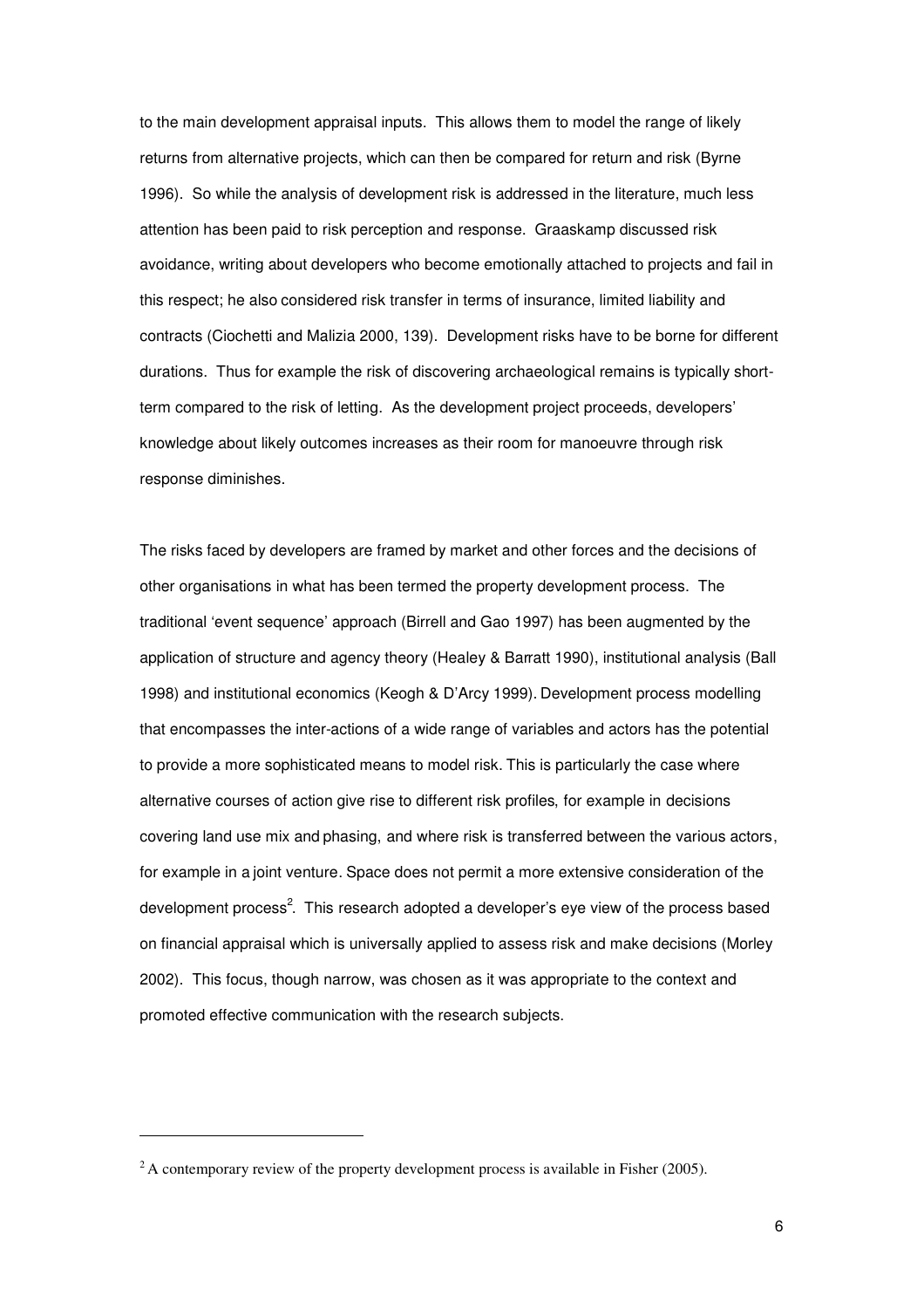to the main development appraisal inputs. This allows them to model the range of likely returns from alternative projects, which can then be compared for return and risk (Byrne 1996). So while the analysis of development risk is addressed in the literature, much less attention has been paid to risk perception and response. Graaskamp discussed risk avoidance, writing about developers who become emotionally attached to projects and fail in this respect; he also considered risk transfer in terms of insurance, limited liability and contracts (Ciochetti and Malizia 2000, 139). Development risks have to be borne for different durations. Thus for example the risk of discovering archaeological remains is typically short-term compared to the risk of letting. As the development project proceeds, developers' knowledge about likely outcomes increases as their room for manoeuvre through risk response diminishes.

The risks faced by developers are framed by market and other forces and the decisions of other organisations in what has been termed the property development process. The traditional 'event sequence' approach (Birrell and Gao 1997) has been augmented by the application of structure and agency theory (Healey & Barratt 1990), institutional analysis (Ball 1998) and institutional economics (Keogh & D'Arcy 1999). Development process modelling that encompasses the inter-actions of a wide range of variables and actors has the potential to provide a more sophisticated means to model risk. This is particularly the case where alternative courses of action give rise to different risk profiles, for example in decisions covering land use mix and phasing, and where risk is transferred between the various actors, for example in a joint venture. Space does not permit a more extensive consideration of the development process[2]. This research adopted a developer's eye view of the process based on financial appraisal which is universally applied to assess risk and make decisions (Morley 2002). This focus, though narrow, was chosen as it was appropriate to the context and promoted effective communication with the research subjects.

[2] A contemporary review of the property development process is available in Fisher (2005).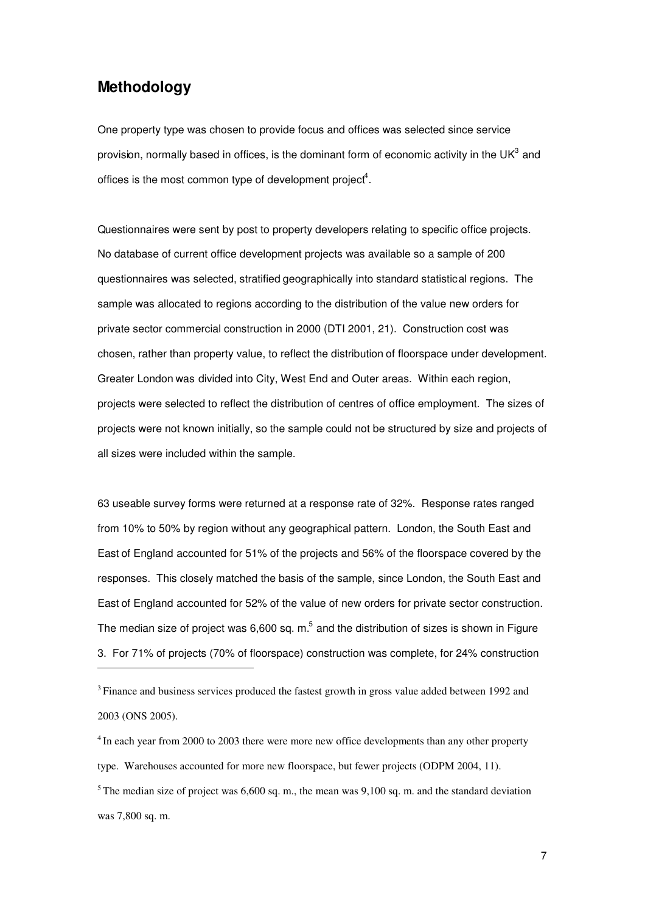## Methodology

One property type was chosen to provide focus and offices was selected since service provision, normally based in offices, is the dominant form of economic activity in the UK[3] and offices is the most common type of development project[4].

Questionnaires were sent by post to property developers relating to specific office projects. No database of current office development projects was available so a sample of 200 questionnaires was selected, stratified geographically into standard statistical regions. The sample was allocated to regions according to the distribution of the value new orders for private sector commercial construction in 2000 (DTI 2001, 21). Construction cost was chosen, rather than property value, to reflect the distribution of floorspace under development. Greater London was divided into City, West End and Outer areas. Within each region, projects were selected to reflect the distribution of centres of office employment. The sizes of projects were not known initially, so the sample could not be structured by size and projects of all sizes were included within the sample.

63 useable survey forms were returned at a response rate of 32%. Response rates ranged from 10% to 50% by region without any geographical pattern. London, the South East and East of England accounted for 51% of the projects and 56% of the floorspace covered by the responses. This closely matched the basis of the sample, since London, the South East and East of England accounted for 52% of the value of new orders for private sector construction. The median size of project was 6,600 sq. m.[5] and the distribution of sizes is shown in Figure 3. For 71% of projects (70% of floorspace) construction was complete, for 24% construction

---

[3] Finance and business services produced the fastest growth in gross value added between 1992 and 2003 (ONS 2005).

[4] In each year from 2000 to 2003 there were more new office developments than any other property type. Warehouses accounted for more new floorspace, but fewer projects (ODPM 2004, 11).

[5] The median size of project was 6,600 sq. m., the mean was 9,100 sq. m. and the standard deviation was 7,800 sq. m.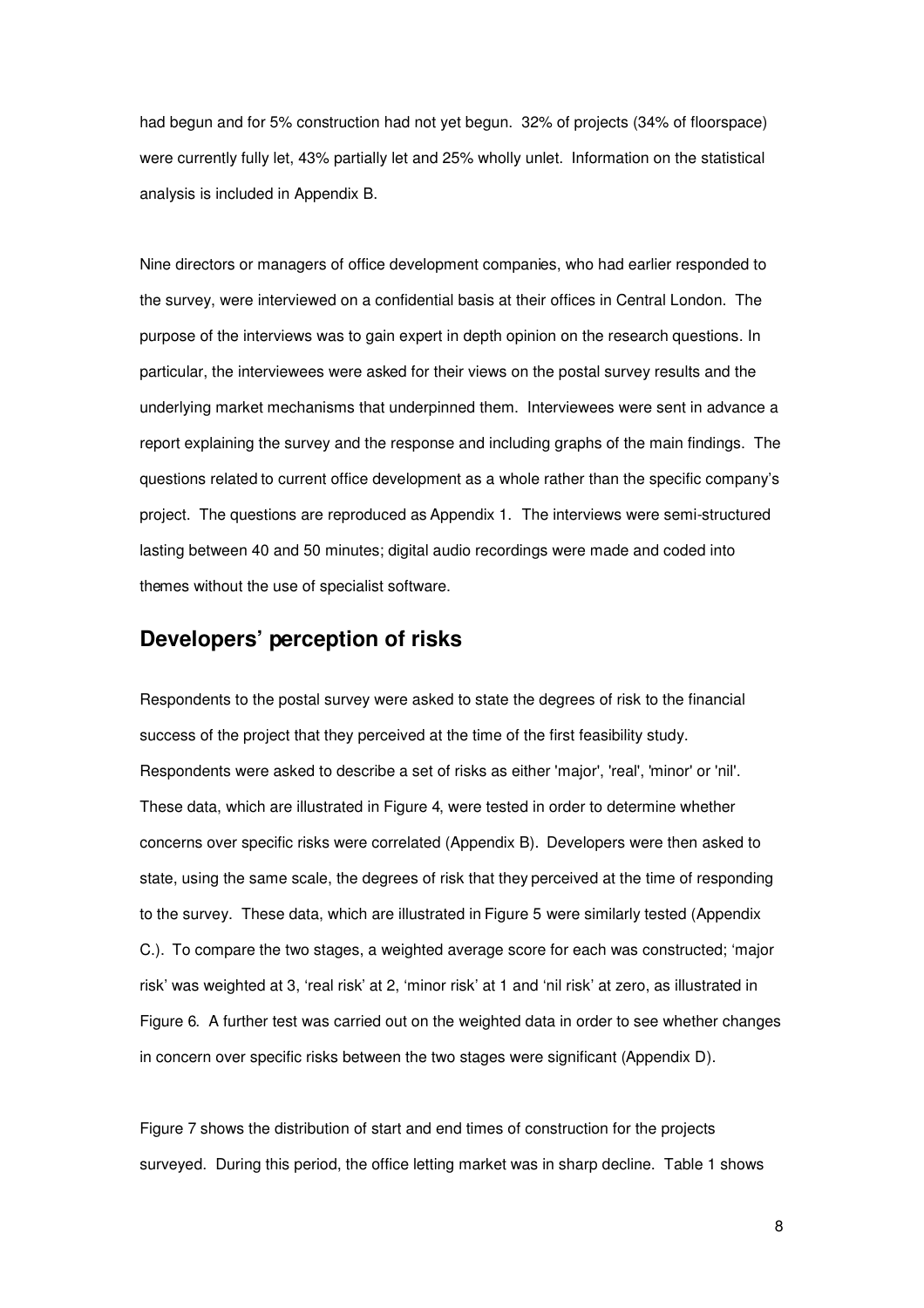had begun and for 5% construction had not yet begun. 32% of projects (34% of floorspace) were currently fully let, 43% partially let and 25% wholly unlet. Information on the statistical analysis is included in Appendix B.

Nine directors or managers of office development companies, who had earlier responded to the survey, were interviewed on a confidential basis at their offices in Central London. The purpose of the interviews was to gain expert in depth opinion on the research questions. In particular, the interviewees were asked for their views on the postal survey results and the underlying market mechanisms that underpinned them. Interviewees were sent in advance a report explaining the survey and the response and including graphs of the main findings. The questions related to current office development as a whole rather than the specific company's project. The questions are reproduced as Appendix 1. The interviews were semi-structured lasting between 40 and 50 minutes; digital audio recordings were made and coded into themes without the use of specialist software.

## Developers' perception of risks

Respondents to the postal survey were asked to state the degrees of risk to the financial success of the project that they perceived at the time of the first feasibility study. Respondents were asked to describe a set of risks as either 'major', 'real', 'minor' or 'nil'. These data, which are illustrated in Figure 4, were tested in order to determine whether concerns over specific risks were correlated (Appendix B). Developers were then asked to state, using the same scale, the degrees of risk that they perceived at the time of responding to the survey. These data, which are illustrated in Figure 5 were similarly tested (Appendix C.). To compare the two stages, a weighted average score for each was constructed; 'major risk' was weighted at 3, 'real risk' at 2, 'minor risk' at 1 and 'nil risk' at zero, as illustrated in Figure 6. A further test was carried out on the weighted data in order to see whether changes in concern over specific risks between the two stages were significant (Appendix D).

Figure 7 shows the distribution of start and end times of construction for the projects surveyed. During this period, the office letting market was in sharp decline. Table 1 shows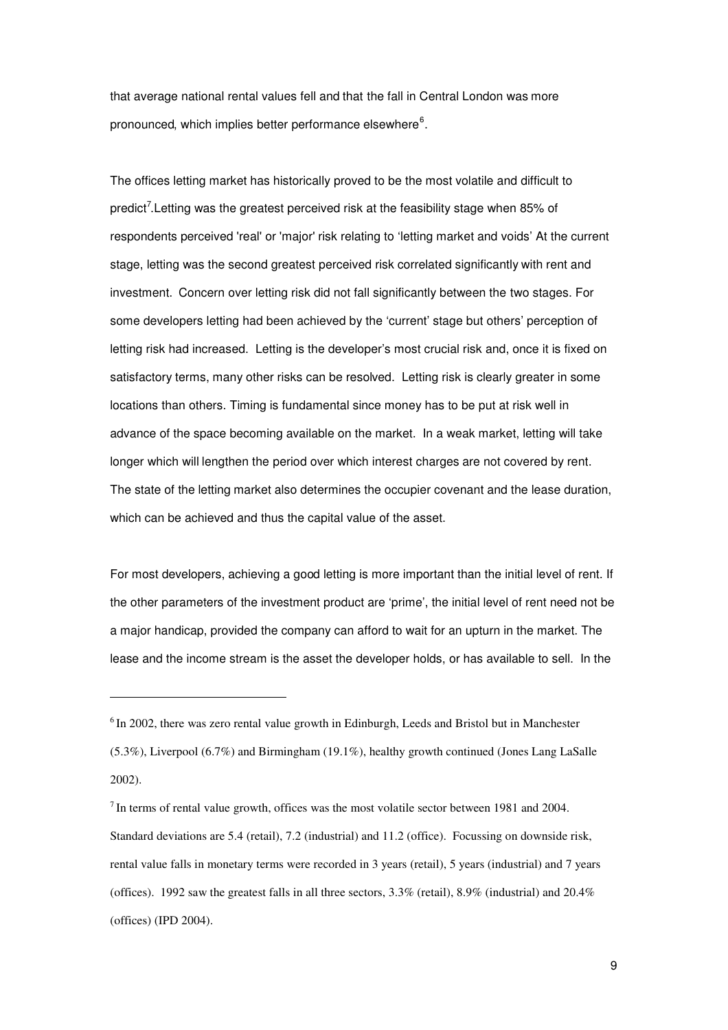that average national rental values fell and that the fall in Central London was more pronounced, which implies better performance elsewhere[6].

The offices letting market has historically proved to be the most volatile and difficult to predict[7].Letting was the greatest perceived risk at the feasibility stage when 85% of respondents perceived 'real' or 'major' risk relating to 'letting market and voids' At the current stage, letting was the second greatest perceived risk correlated significantly with rent and investment. Concern over letting risk did not fall significantly between the two stages. For some developers letting had been achieved by the 'current' stage but others' perception of letting risk had increased. Letting is the developer's most crucial risk and, once it is fixed on satisfactory terms, many other risks can be resolved. Letting risk is clearly greater in some locations than others. Timing is fundamental since money has to be put at risk well in advance of the space becoming available on the market. In a weak market, letting will take longer which will lengthen the period over which interest charges are not covered by rent. The state of the letting market also determines the occupier covenant and the lease duration, which can be achieved and thus the capital value of the asset.

For most developers, achieving a good letting is more important than the initial level of rent. If the other parameters of the investment product are 'prime', the initial level of rent need not be a major handicap, provided the company can afford to wait for an upturn in the market. The lease and the income stream is the asset the developer holds, or has available to sell. In the

---

[6] In 2002, there was zero rental value growth in Edinburgh, Leeds and Bristol but in Manchester (5.3%), Liverpool (6.7%) and Birmingham (19.1%), healthy growth continued (Jones Lang LaSalle 2002).

[7] In terms of rental value growth, offices was the most volatile sector between 1981 and 2004. Standard deviations are 5.4 (retail), 7.2 (industrial) and 11.2 (office). Focussing on downside risk, rental value falls in monetary terms were recorded in 3 years (retail), 5 years (industrial) and 7 years (offices). 1992 saw the greatest falls in all three sectors, 3.3% (retail), 8.9% (industrial) and 20.4% (offices) (IPD 2004).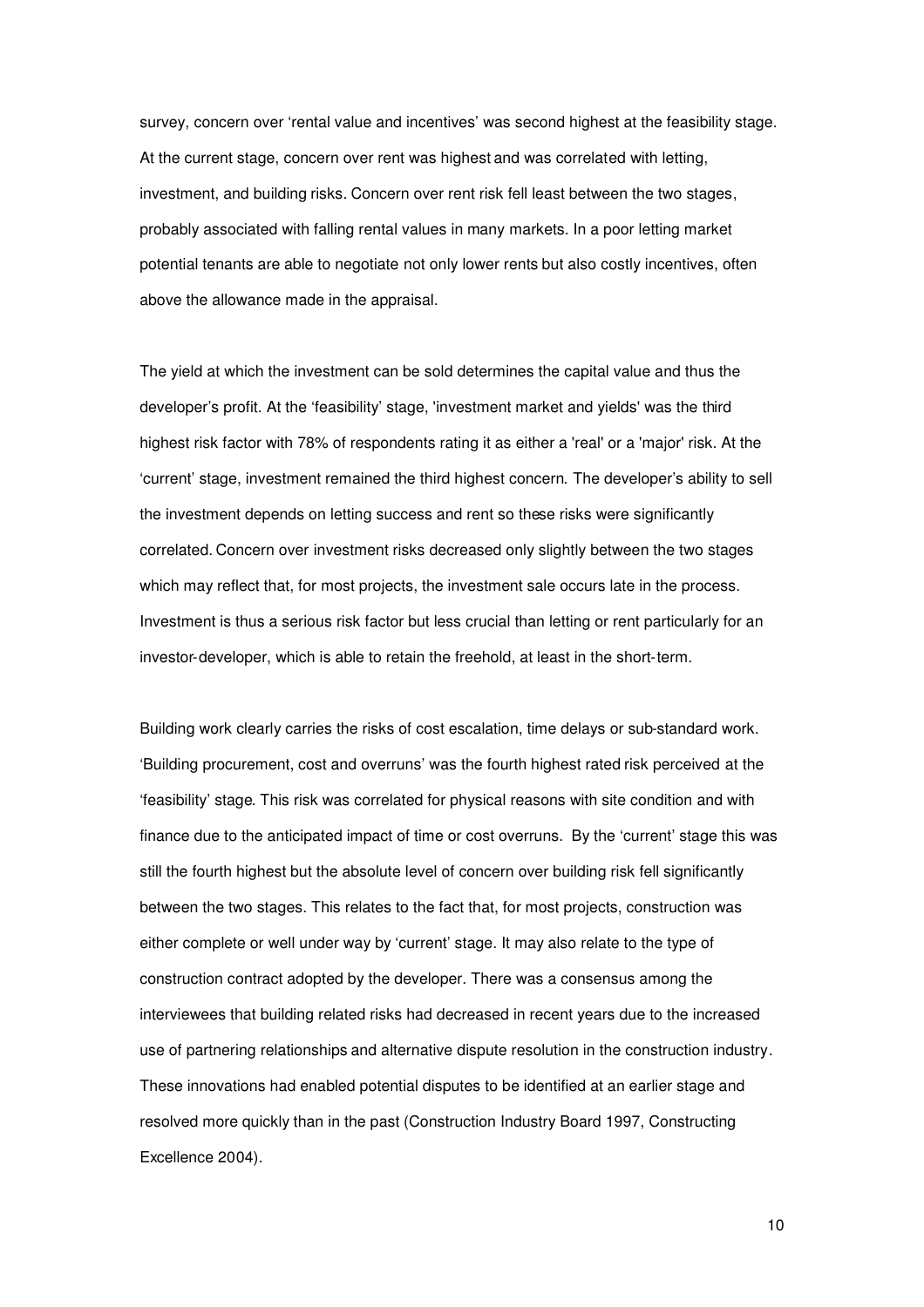survey, concern over 'rental value and incentives' was second highest at the feasibility stage. At the current stage, concern over rent was highest and was correlated with letting, investment, and building risks. Concern over rent risk fell least between the two stages, probably associated with falling rental values in many markets. In a poor letting market potential tenants are able to negotiate not only lower rents but also costly incentives, often above the allowance made in the appraisal.

The yield at which the investment can be sold determines the capital value and thus the developer's profit. At the 'feasibility' stage, 'investment market and yields' was the third highest risk factor with 78% of respondents rating it as either a 'real' or a 'major' risk. At the 'current' stage, investment remained the third highest concern. The developer's ability to sell the investment depends on letting success and rent so these risks were significantly correlated. Concern over investment risks decreased only slightly between the two stages which may reflect that, for most projects, the investment sale occurs late in the process. Investment is thus a serious risk factor but less crucial than letting or rent particularly for an investor-developer, which is able to retain the freehold, at least in the short-term.

Building work clearly carries the risks of cost escalation, time delays or sub-standard work. 'Building procurement, cost and overruns' was the fourth highest rated risk perceived at the 'feasibility' stage. This risk was correlated for physical reasons with site condition and with finance due to the anticipated impact of time or cost overruns. By the 'current' stage this was still the fourth highest but the absolute level of concern over building risk fell significantly between the two stages. This relates to the fact that, for most projects, construction was either complete or well under way by 'current' stage. It may also relate to the type of construction contract adopted by the developer. There was a consensus among the interviewees that building related risks had decreased in recent years due to the increased use of partnering relationships and alternative dispute resolution in the construction industry. These innovations had enabled potential disputes to be identified at an earlier stage and resolved more quickly than in the past (Construction Industry Board 1997, Constructing Excellence 2004).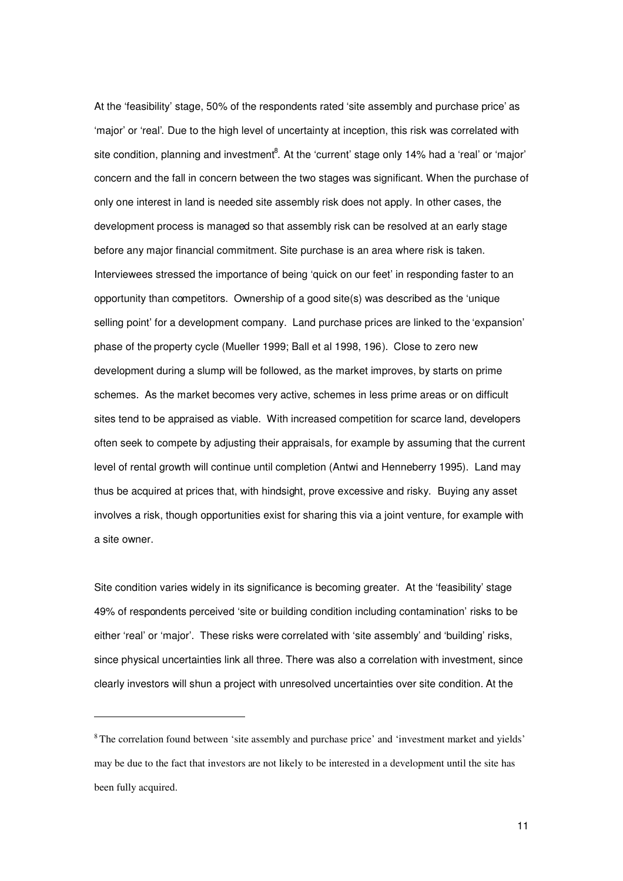At the 'feasibility' stage, 50% of the respondents rated 'site assembly and purchase price' as 'major' or 'real'. Due to the high level of uncertainty at inception, this risk was correlated with site condition, planning and investment[8]. At the 'current' stage only 14% had a 'real' or 'major' concern and the fall in concern between the two stages was significant. When the purchase of only one interest in land is needed site assembly risk does not apply. In other cases, the development process is managed so that assembly risk can be resolved at an early stage before any major financial commitment. Site purchase is an area where risk is taken. Interviewees stressed the importance of being 'quick on our feet' in responding faster to an opportunity than competitors. Ownership of a good site(s) was described as the 'unique selling point' for a development company. Land purchase prices are linked to the 'expansion' phase of the property cycle (Mueller 1999; Ball et al 1998, 196). Close to zero new development during a slump will be followed, as the market improves, by starts on prime schemes. As the market becomes very active, schemes in less prime areas or on difficult sites tend to be appraised as viable. With increased competition for scarce land, developers often seek to compete by adjusting their appraisals, for example by assuming that the current level of rental growth will continue until completion (Antwi and Henneberry 1995). Land may thus be acquired at prices that, with hindsight, prove excessive and risky. Buying any asset involves a risk, though opportunities exist for sharing this via a joint venture, for example with a site owner.

Site condition varies widely in its significance is becoming greater. At the 'feasibility' stage 49% of respondents perceived 'site or building condition including contamination' risks to be either 'real' or 'major'. These risks were correlated with 'site assembly' and 'building' risks, since physical uncertainties link all three. There was also a correlation with investment, since clearly investors will shun a project with unresolved uncertainties over site condition. At the

---

[8] The correlation found between 'site assembly and purchase price' and 'investment market and yields' may be due to the fact that investors are not likely to be interested in a development until the site has been fully acquired.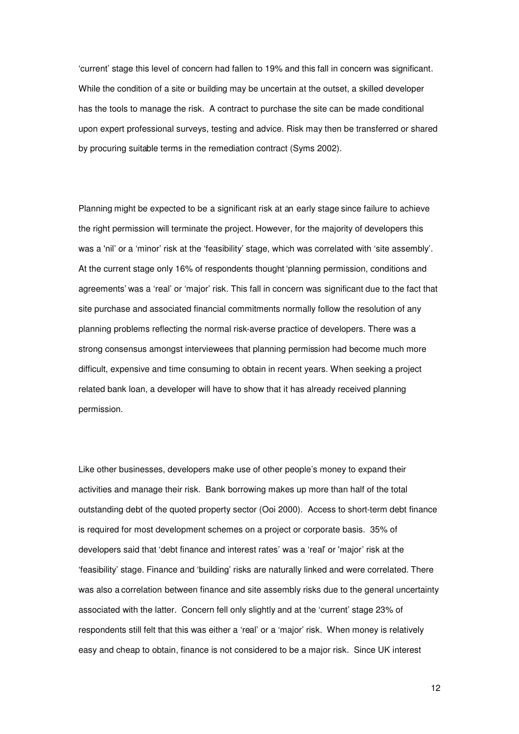'current' stage this level of concern had fallen to 19% and this fall in concern was significant. While the condition of a site or building may be uncertain at the outset, a skilled developer has the tools to manage the risk. A contract to purchase the site can be made conditional upon expert professional surveys, testing and advice. Risk may then be transferred or shared by procuring suitable terms in the remediation contract (Syms 2002).

Planning might be expected to be a significant risk at an early stage since failure to achieve the right permission will terminate the project. However, for the majority of developers this was a 'nil' or a 'minor' risk at the 'feasibility' stage, which was correlated with 'site assembly'. At the current stage only 16% of respondents thought 'planning permission, conditions and agreements' was a 'real' or 'major' risk. This fall in concern was significant due to the fact that site purchase and associated financial commitments normally follow the resolution of any planning problems reflecting the normal risk-averse practice of developers. There was a strong consensus amongst interviewees that planning permission had become much more difficult, expensive and time consuming to obtain in recent years. When seeking a project related bank loan, a developer will have to show that it has already received planning permission.

Like other businesses, developers make use of other people's money to expand their activities and manage their risk. Bank borrowing makes up more than half of the total outstanding debt of the quoted property sector (Ooi 2000). Access to short-term debt finance is required for most development schemes on a project or corporate basis. 35% of developers said that 'debt finance and interest rates' was a 'real' or 'major' risk at the 'feasibility' stage. Finance and 'building' risks are naturally linked and were correlated. There was also a correlation between finance and site assembly risks due to the general uncertainty associated with the latter. Concern fell only slightly and at the 'current' stage 23% of respondents still felt that this was either a 'real' or a 'major' risk. When money is relatively easy and cheap to obtain, finance is not considered to be a major risk. Since UK interest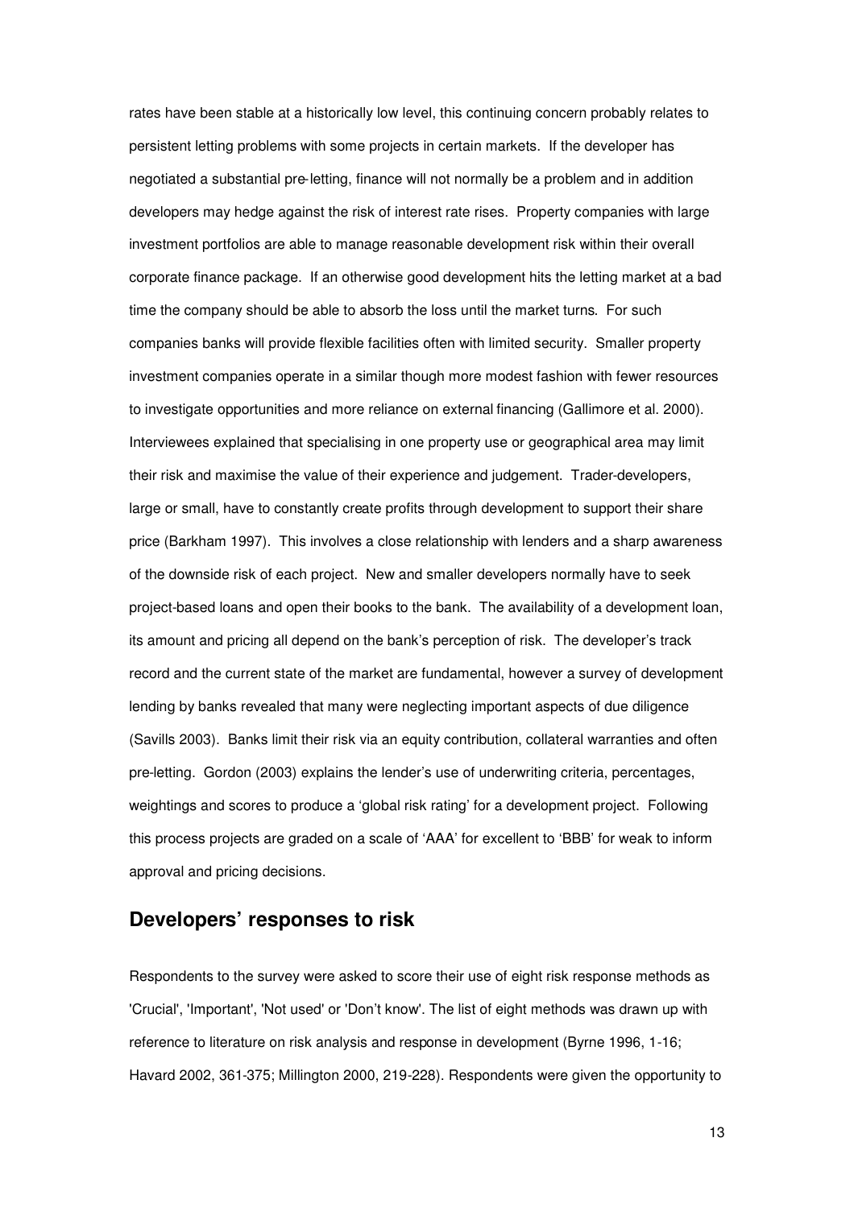rates have been stable at a historically low level, this continuing concern probably relates to persistent letting problems with some projects in certain markets. If the developer has negotiated a substantial pre-letting, finance will not normally be a problem and in addition developers may hedge against the risk of interest rate rises. Property companies with large investment portfolios are able to manage reasonable development risk within their overall corporate finance package. If an otherwise good development hits the letting market at a bad time the company should be able to absorb the loss until the market turns. For such companies banks will provide flexible facilities often with limited security. Smaller property investment companies operate in a similar though more modest fashion with fewer resources to investigate opportunities and more reliance on external financing (Gallimore et al. 2000). Interviewees explained that specialising in one property use or geographical area may limit their risk and maximise the value of their experience and judgement. Trader-developers, large or small, have to constantly create profits through development to support their share price (Barkham 1997). This involves a close relationship with lenders and a sharp awareness of the downside risk of each project. New and smaller developers normally have to seek project-based loans and open their books to the bank. The availability of a development loan, its amount and pricing all depend on the bank's perception of risk. The developer's track record and the current state of the market are fundamental, however a survey of development lending by banks revealed that many were neglecting important aspects of due diligence (Savills 2003). Banks limit their risk via an equity contribution, collateral warranties and often pre-letting. Gordon (2003) explains the lender's use of underwriting criteria, percentages, weightings and scores to produce a 'global risk rating' for a development project. Following this process projects are graded on a scale of 'AAA' for excellent to 'BBB' for weak to inform approval and pricing decisions.

## Developers' responses to risk

Respondents to the survey were asked to score their use of eight risk response methods as 'Crucial', 'Important', 'Not used' or 'Don't know'. The list of eight methods was drawn up with reference to literature on risk analysis and response in development (Byrne 1996, 1-16; Havard 2002, 361-375; Millington 2000, 219-228). Respondents were given the opportunity to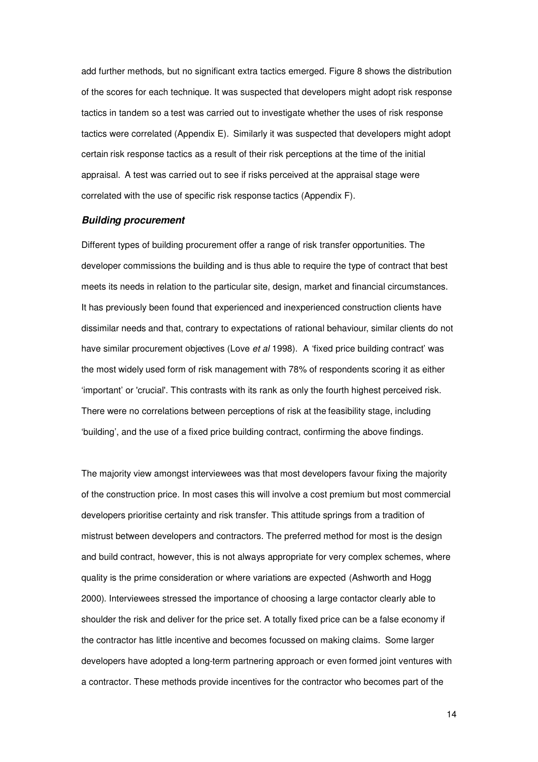add further methods, but no significant extra tactics emerged. Figure 8 shows the distribution of the scores for each technique. It was suspected that developers might adopt risk response tactics in tandem so a test was carried out to investigate whether the uses of risk response tactics were correlated (Appendix E). Similarly it was suspected that developers might adopt certain risk response tactics as a result of their risk perceptions at the time of the initial appraisal. A test was carried out to see if risks perceived at the appraisal stage were correlated with the use of specific risk response tactics (Appendix F).

### *Building procurement*

Different types of building procurement offer a range of risk transfer opportunities. The developer commissions the building and is thus able to require the type of contract that best meets its needs in relation to the particular site, design, market and financial circumstances. It has previously been found that experienced and inexperienced construction clients have dissimilar needs and that, contrary to expectations of rational behaviour, similar clients do not have similar procurement objectives (Love *et al* 1998). A 'fixed price building contract' was the most widely used form of risk management with 78% of respondents scoring it as either 'important' or 'crucial'. This contrasts with its rank as only the fourth highest perceived risk. There were no correlations between perceptions of risk at the feasibility stage, including 'building', and the use of a fixed price building contract, confirming the above findings.

The majority view amongst interviewees was that most developers favour fixing the majority of the construction price. In most cases this will involve a cost premium but most commercial developers prioritise certainty and risk transfer. This attitude springs from a tradition of mistrust between developers and contractors. The preferred method for most is the design and build contract, however, this is not always appropriate for very complex schemes, where quality is the prime consideration or where variations are expected (Ashworth and Hogg 2000). Interviewees stressed the importance of choosing a large contactor clearly able to shoulder the risk and deliver for the price set. A totally fixed price can be a false economy if the contractor has little incentive and becomes focussed on making claims. Some larger developers have adopted a long-term partnering approach or even formed joint ventures with a contractor. These methods provide incentives for the contractor who becomes part of the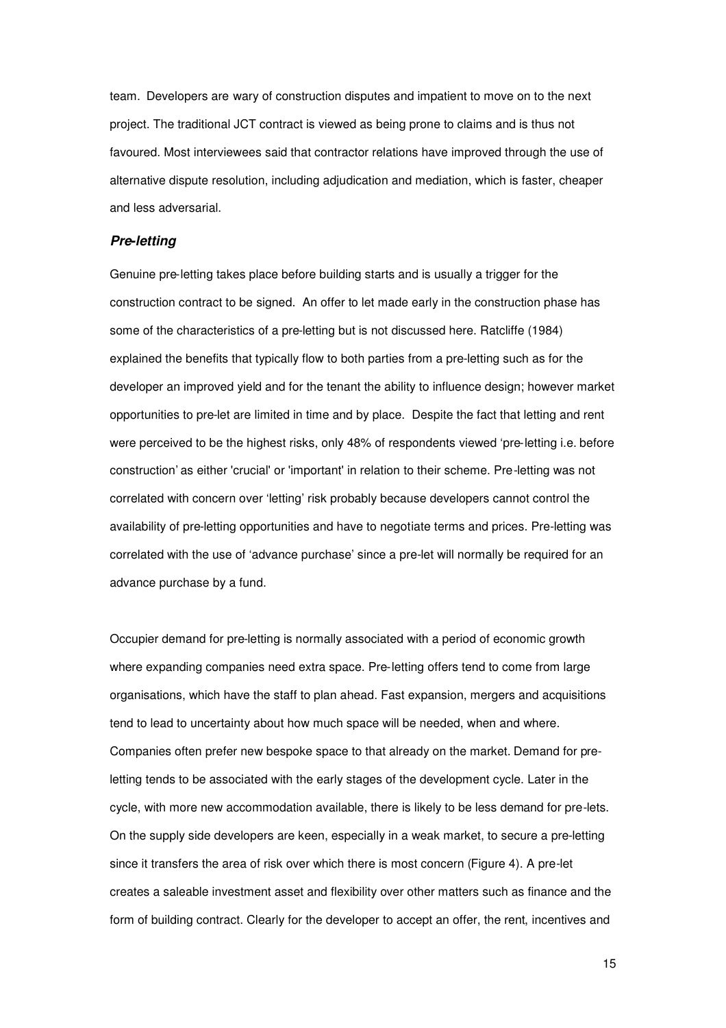team. Developers are wary of construction disputes and impatient to move on to the next project. The traditional JCT contract is viewed as being prone to claims and is thus not favoured. Most interviewees said that contractor relations have improved through the use of alternative dispute resolution, including adjudication and mediation, which is faster, cheaper and less adversarial.

### ***Pre-letting***

Genuine pre-letting takes place before building starts and is usually a trigger for the construction contract to be signed. An offer to let made early in the construction phase has some of the characteristics of a pre-letting but is not discussed here. Ratcliffe (1984) explained the benefits that typically flow to both parties from a pre-letting such as for the developer an improved yield and for the tenant the ability to influence design; however market opportunities to pre-let are limited in time and by place. Despite the fact that letting and rent were perceived to be the highest risks, only 48% of respondents viewed 'pre-letting i.e. before construction' as either 'crucial' or 'important' in relation to their scheme. Pre-letting was not correlated with concern over 'letting' risk probably because developers cannot control the availability of pre-letting opportunities and have to negotiate terms and prices. Pre-letting was correlated with the use of 'advance purchase' since a pre-let will normally be required for an advance purchase by a fund.

Occupier demand for pre-letting is normally associated with a period of economic growth where expanding companies need extra space. Pre-letting offers tend to come from large organisations, which have the staff to plan ahead. Fast expansion, mergers and acquisitions tend to lead to uncertainty about how much space will be needed, when and where. Companies often prefer new bespoke space to that already on the market. Demand for pre-letting tends to be associated with the early stages of the development cycle. Later in the cycle, with more new accommodation available, there is likely to be less demand for pre-lets. On the supply side developers are keen, especially in a weak market, to secure a pre-letting since it transfers the area of risk over which there is most concern (Figure 4). A pre-let creates a saleable investment asset and flexibility over other matters such as finance and the form of building contract. Clearly for the developer to accept an offer, the rent, incentives and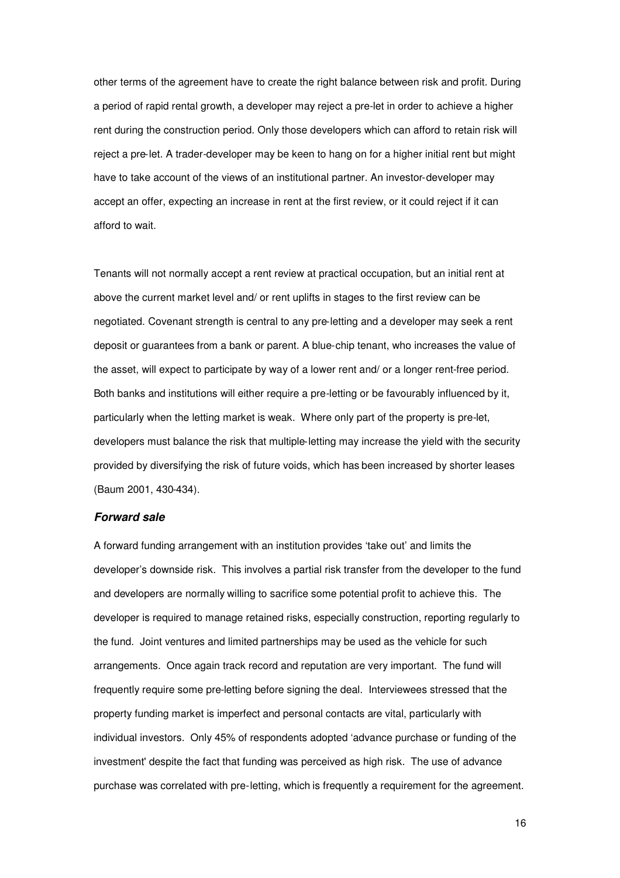other terms of the agreement have to create the right balance between risk and profit. During a period of rapid rental growth, a developer may reject a pre-let in order to achieve a higher rent during the construction period. Only those developers which can afford to retain risk will reject a pre-let. A trader-developer may be keen to hang on for a higher initial rent but might have to take account of the views of an institutional partner. An investor-developer may accept an offer, expecting an increase in rent at the first review, or it could reject if it can afford to wait.

Tenants will not normally accept a rent review at practical occupation, but an initial rent at above the current market level and/ or rent uplifts in stages to the first review can be negotiated. Covenant strength is central to any pre-letting and a developer may seek a rent deposit or guarantees from a bank or parent. A blue-chip tenant, who increases the value of the asset, will expect to participate by way of a lower rent and/ or a longer rent-free period. Both banks and institutions will either require a pre-letting or be favourably influenced by it, particularly when the letting market is weak. Where only part of the property is pre-let, developers must balance the risk that multiple-letting may increase the yield with the security provided by diversifying the risk of future voids, which has been increased by shorter leases (Baum 2001, 430-434).

### *Forward sale*

A forward funding arrangement with an institution provides 'take out' and limits the developer's downside risk. This involves a partial risk transfer from the developer to the fund and developers are normally willing to sacrifice some potential profit to achieve this. The developer is required to manage retained risks, especially construction, reporting regularly to the fund. Joint ventures and limited partnerships may be used as the vehicle for such arrangements. Once again track record and reputation are very important. The fund will frequently require some pre-letting before signing the deal. Interviewees stressed that the property funding market is imperfect and personal contacts are vital, particularly with individual investors. Only 45% of respondents adopted 'advance purchase or funding of the investment' despite the fact that funding was perceived as high risk. The use of advance purchase was correlated with pre-letting, which is frequently a requirement for the agreement.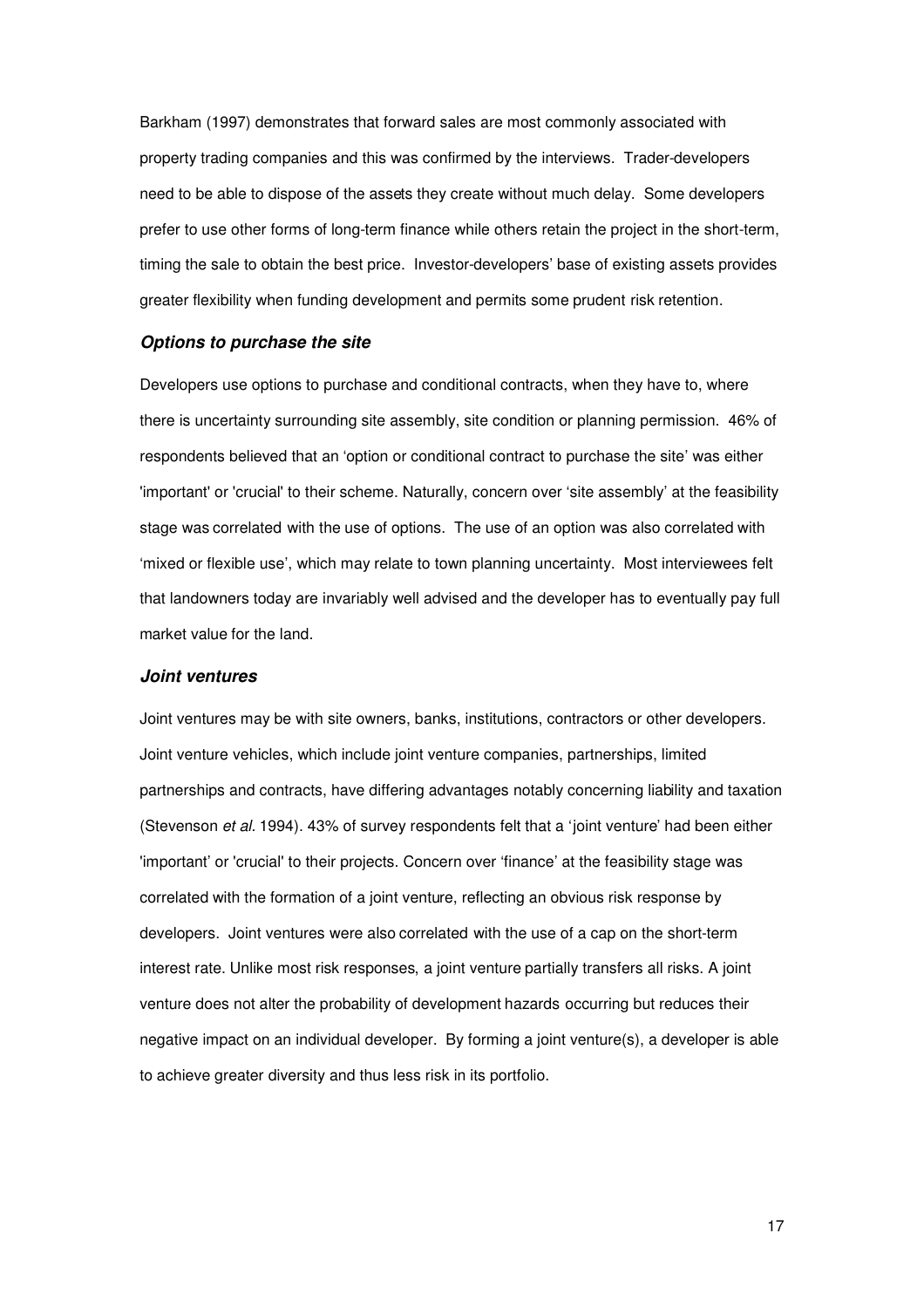Barkham (1997) demonstrates that forward sales are most commonly associated with property trading companies and this was confirmed by the interviews. Trader-developers need to be able to dispose of the assets they create without much delay. Some developers prefer to use other forms of long-term finance while others retain the project in the short-term, timing the sale to obtain the best price. Investor-developers' base of existing assets provides greater flexibility when funding development and permits some prudent risk retention.

### *Options to purchase the site*

Developers use options to purchase and conditional contracts, when they have to, where there is uncertainty surrounding site assembly, site condition or planning permission. 46% of respondents believed that an 'option or conditional contract to purchase the site' was either 'important' or 'crucial' to their scheme. Naturally, concern over 'site assembly' at the feasibility stage was correlated with the use of options. The use of an option was also correlated with 'mixed or flexible use', which may relate to town planning uncertainty. Most interviewees felt that landowners today are invariably well advised and the developer has to eventually pay full market value for the land.

### *Joint ventures*

Joint ventures may be with site owners, banks, institutions, contractors or other developers. Joint venture vehicles, which include joint venture companies, partnerships, limited partnerships and contracts, have differing advantages notably concerning liability and taxation (Stevenson *et al.* 1994). 43% of survey respondents felt that a 'joint venture' had been either 'important' or 'crucial' to their projects. Concern over 'finance' at the feasibility stage was correlated with the formation of a joint venture, reflecting an obvious risk response by developers. Joint ventures were also correlated with the use of a cap on the short-term interest rate. Unlike most risk responses, a joint venture partially transfers all risks. A joint venture does not alter the probability of development hazards occurring but reduces their negative impact on an individual developer. By forming a joint venture(s), a developer is able to achieve greater diversity and thus less risk in its portfolio.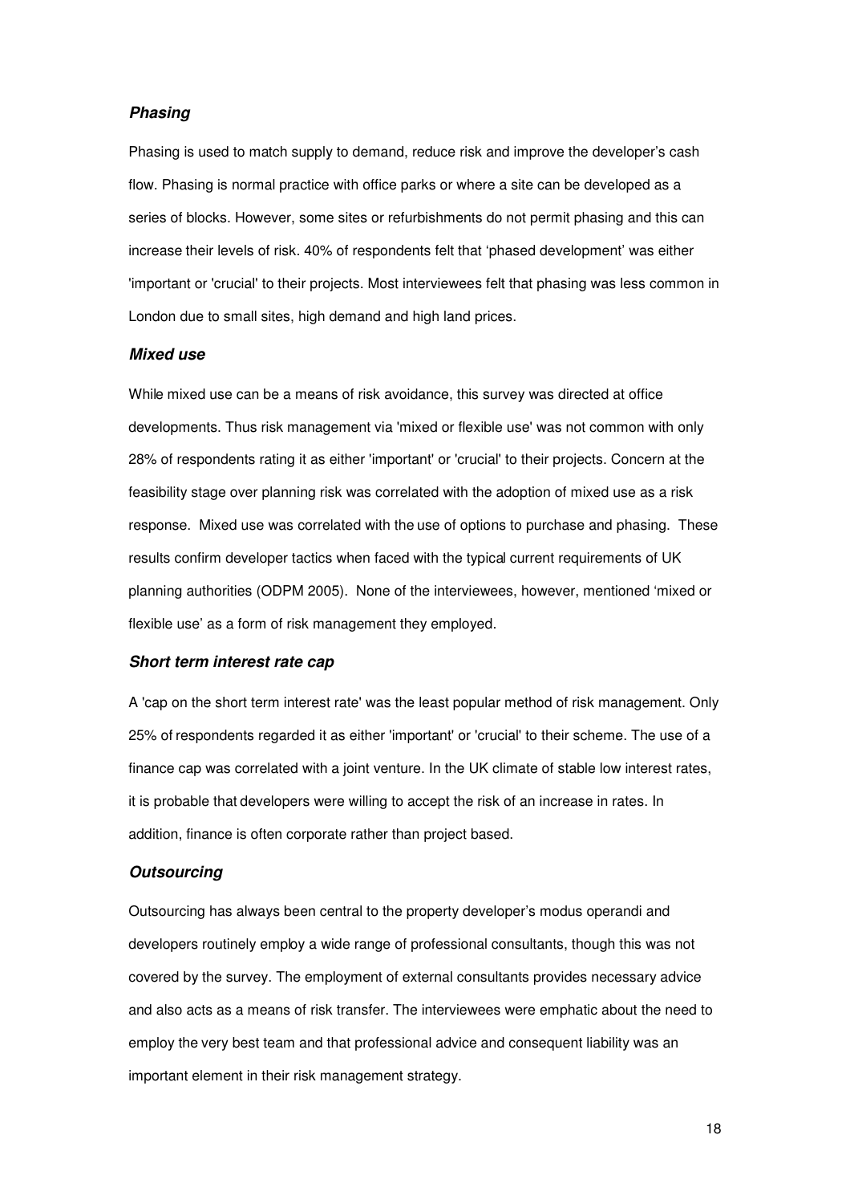#### *Phasing*

Phasing is used to match supply to demand, reduce risk and improve the developer's cash flow. Phasing is normal practice with office parks or where a site can be developed as a series of blocks. However, some sites or refurbishments do not permit phasing and this can increase their levels of risk. 40% of respondents felt that 'phased development' was either 'important or 'crucial' to their projects. Most interviewees felt that phasing was less common in London due to small sites, high demand and high land prices.

#### *Mixed use*

While mixed use can be a means of risk avoidance, this survey was directed at office developments. Thus risk management via 'mixed or flexible use' was not common with only 28% of respondents rating it as either 'important' or 'crucial' to their projects. Concern at the feasibility stage over planning risk was correlated with the adoption of mixed use as a risk response. Mixed use was correlated with the use of options to purchase and phasing. These results confirm developer tactics when faced with the typical current requirements of UK planning authorities (ODPM 2005). None of the interviewees, however, mentioned 'mixed or flexible use' as a form of risk management they employed.

#### *Short term interest rate cap*

A 'cap on the short term interest rate' was the least popular method of risk management. Only 25% of respondents regarded it as either 'important' or 'crucial' to their scheme. The use of a finance cap was correlated with a joint venture. In the UK climate of stable low interest rates, it is probable that developers were willing to accept the risk of an increase in rates. In addition, finance is often corporate rather than project based.

#### *Outsourcing*

Outsourcing has always been central to the property developer's modus operandi and developers routinely employ a wide range of professional consultants, though this was not covered by the survey. The employment of external consultants provides necessary advice and also acts as a means of risk transfer. The interviewees were emphatic about the need to employ the very best team and that professional advice and consequent liability was an important element in their risk management strategy.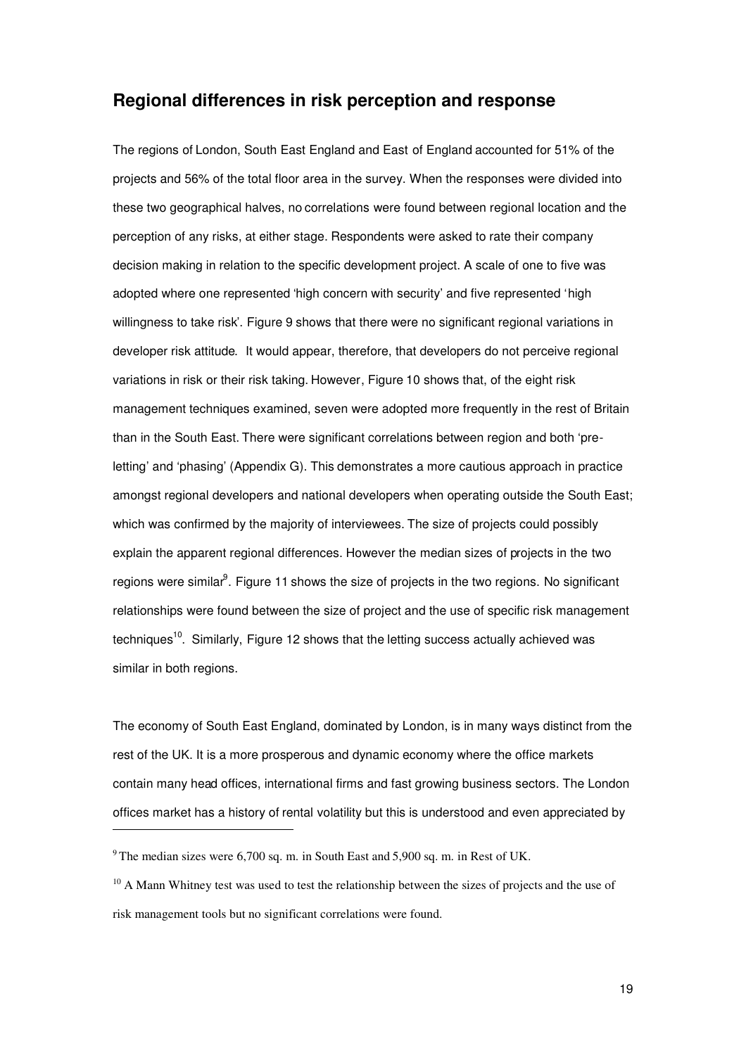## Regional differences in risk perception and response

The regions of London, South East England and East of England accounted for 51% of the projects and 56% of the total floor area in the survey. When the responses were divided into these two geographical halves, no correlations were found between regional location and the perception of any risks, at either stage. Respondents were asked to rate their company decision making in relation to the specific development project. A scale of one to five was adopted where one represented 'high concern with security' and five represented 'high willingness to take risk'. Figure 9 shows that there were no significant regional variations in developer risk attitude. It would appear, therefore, that developers do not perceive regional variations in risk or their risk taking. However, Figure 10 shows that, of the eight risk management techniques examined, seven were adopted more frequently in the rest of Britain than in the South East. There were significant correlations between region and both 'pre-letting' and 'phasing' (Appendix G). This demonstrates a more cautious approach in practice amongst regional developers and national developers when operating outside the South East; which was confirmed by the majority of interviewees. The size of projects could possibly explain the apparent regional differences. However the median sizes of projects in the two regions were similar[9]. Figure 11 shows the size of projects in the two regions. No significant relationships were found between the size of project and the use of specific risk management techniques[10]. Similarly, Figure 12 shows that the letting success actually achieved was similar in both regions.

The economy of South East England, dominated by London, is in many ways distinct from the rest of the UK. It is a more prosperous and dynamic economy where the office markets contain many head offices, international firms and fast growing business sectors. The London offices market has a history of rental volatility but this is understood and even appreciated by

---

[9] The median sizes were 6,700 sq. m. in South East and 5,900 sq. m. in Rest of UK.

[10] A Mann Whitney test was used to test the relationship between the sizes of projects and the use of risk management tools but no significant correlations were found.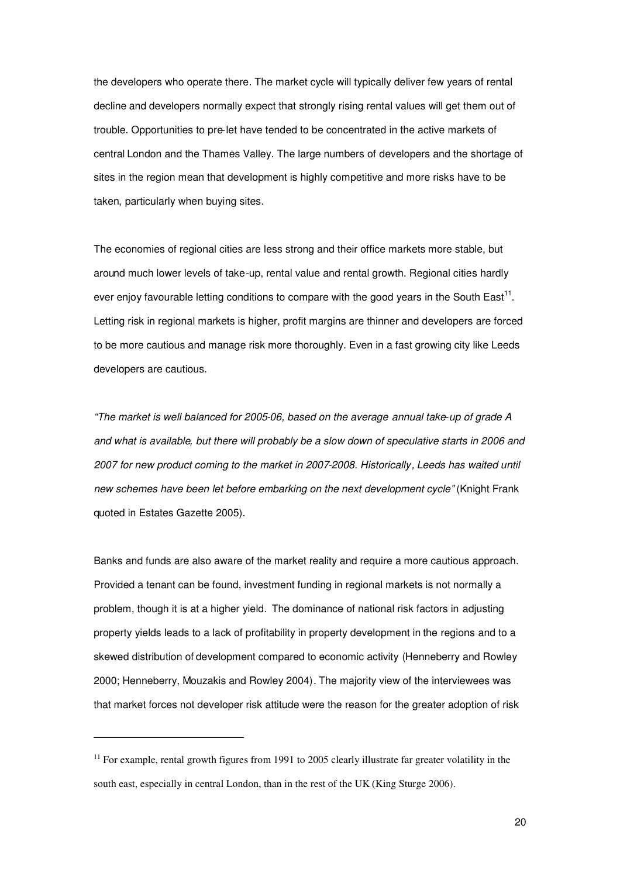the developers who operate there. The market cycle will typically deliver few years of rental decline and developers normally expect that strongly rising rental values will get them out of trouble. Opportunities to pre-let have tended to be concentrated in the active markets of central London and the Thames Valley. The large numbers of developers and the shortage of sites in the region mean that development is highly competitive and more risks have to be taken, particularly when buying sites.

The economies of regional cities are less strong and their office markets more stable, but around much lower levels of take-up, rental value and rental growth. Regional cities hardly ever enjoy favourable letting conditions to compare with the good years in the South East[11]. Letting risk in regional markets is higher, profit margins are thinner and developers are forced to be more cautious and manage risk more thoroughly. Even in a fast growing city like Leeds developers are cautious.

*"The market is well balanced for 2005-06, based on the average annual take-up of grade A and what is available, but there will probably be a slow down of speculative starts in 2006 and 2007 for new product coming to the market in 2007-2008. Historically, Leeds has waited until new schemes have been let before embarking on the next development cycle"* (Knight Frank quoted in Estates Gazette 2005).

Banks and funds are also aware of the market reality and require a more cautious approach. Provided a tenant can be found, investment funding in regional markets is not normally a problem, though it is at a higher yield. The dominance of national risk factors in adjusting property yields leads to a lack of profitability in property development in the regions and to a skewed distribution of development compared to economic activity (Henneberry and Rowley 2000; Henneberry, Mouzakis and Rowley 2004). The majority view of the interviewees was that market forces not developer risk attitude were the reason for the greater adoption of risk

---

[11] For example, rental growth figures from 1991 to 2005 clearly illustrate far greater volatility in the south east, especially in central London, than in the rest of the UK (King Sturge 2006).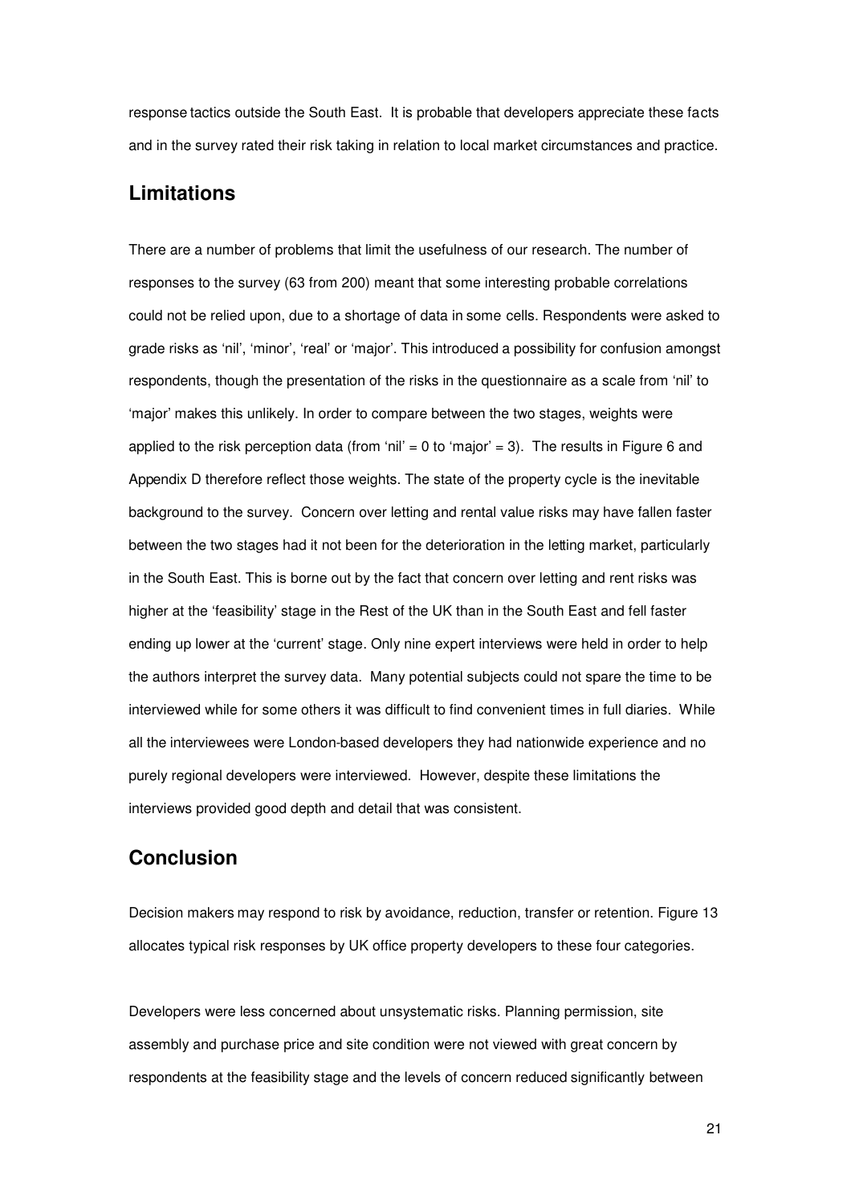response tactics outside the South East. It is probable that developers appreciate these facts and in the survey rated their risk taking in relation to local market circumstances and practice.

## Limitations

There are a number of problems that limit the usefulness of our research. The number of responses to the survey (63 from 200) meant that some interesting probable correlations could not be relied upon, due to a shortage of data in some cells. Respondents were asked to grade risks as 'nil', 'minor', 'real' or 'major'. This introduced a possibility for confusion amongst respondents, though the presentation of the risks in the questionnaire as a scale from 'nil' to 'major' makes this unlikely. In order to compare between the two stages, weights were applied to the risk perception data (from 'nil' = 0 to 'major' = 3). The results in Figure 6 and Appendix D therefore reflect those weights. The state of the property cycle is the inevitable background to the survey. Concern over letting and rental value risks may have fallen faster between the two stages had it not been for the deterioration in the letting market, particularly in the South East. This is borne out by the fact that concern over letting and rent risks was higher at the 'feasibility' stage in the Rest of the UK than in the South East and fell faster ending up lower at the 'current' stage. Only nine expert interviews were held in order to help the authors interpret the survey data. Many potential subjects could not spare the time to be interviewed while for some others it was difficult to find convenient times in full diaries. While all the interviewees were London-based developers they had nationwide experience and no purely regional developers were interviewed. However, despite these limitations the interviews provided good depth and detail that was consistent.

## Conclusion

Decision makers may respond to risk by avoidance, reduction, transfer or retention. Figure 13 allocates typical risk responses by UK office property developers to these four categories.

Developers were less concerned about unsystematic risks. Planning permission, site assembly and purchase price and site condition were not viewed with great concern by respondents at the feasibility stage and the levels of concern reduced significantly between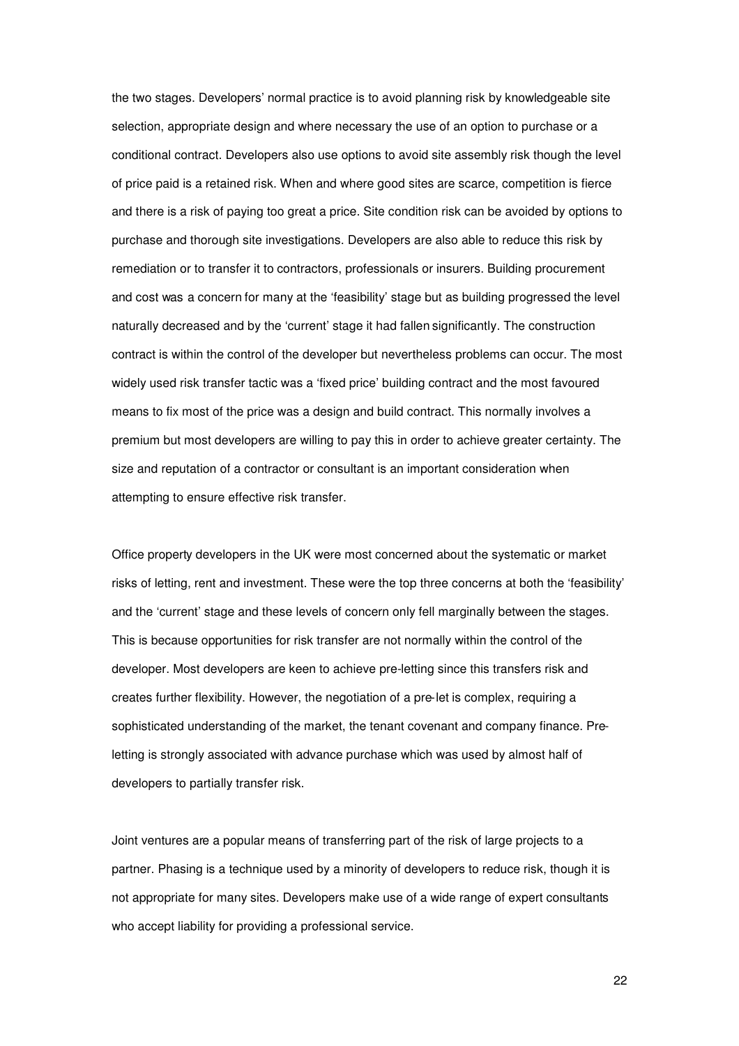the two stages. Developers' normal practice is to avoid planning risk by knowledgeable site selection, appropriate design and where necessary the use of an option to purchase or a conditional contract. Developers also use options to avoid site assembly risk though the level of price paid is a retained risk. When and where good sites are scarce, competition is fierce and there is a risk of paying too great a price. Site condition risk can be avoided by options to purchase and thorough site investigations. Developers are also able to reduce this risk by remediation or to transfer it to contractors, professionals or insurers. Building procurement and cost was a concern for many at the 'feasibility' stage but as building progressed the level naturally decreased and by the 'current' stage it had fallen significantly. The construction contract is within the control of the developer but nevertheless problems can occur. The most widely used risk transfer tactic was a 'fixed price' building contract and the most favoured means to fix most of the price was a design and build contract. This normally involves a premium but most developers are willing to pay this in order to achieve greater certainty. The size and reputation of a contractor or consultant is an important consideration when attempting to ensure effective risk transfer.

Office property developers in the UK were most concerned about the systematic or market risks of letting, rent and investment. These were the top three concerns at both the 'feasibility' and the 'current' stage and these levels of concern only fell marginally between the stages. This is because opportunities for risk transfer are not normally within the control of the developer. Most developers are keen to achieve pre-letting since this transfers risk and creates further flexibility. However, the negotiation of a pre-let is complex, requiring a sophisticated understanding of the market, the tenant covenant and company finance. Pre-letting is strongly associated with advance purchase which was used by almost half of developers to partially transfer risk.

Joint ventures are a popular means of transferring part of the risk of large projects to a partner. Phasing is a technique used by a minority of developers to reduce risk, though it is not appropriate for many sites. Developers make use of a wide range of expert consultants who accept liability for providing a professional service.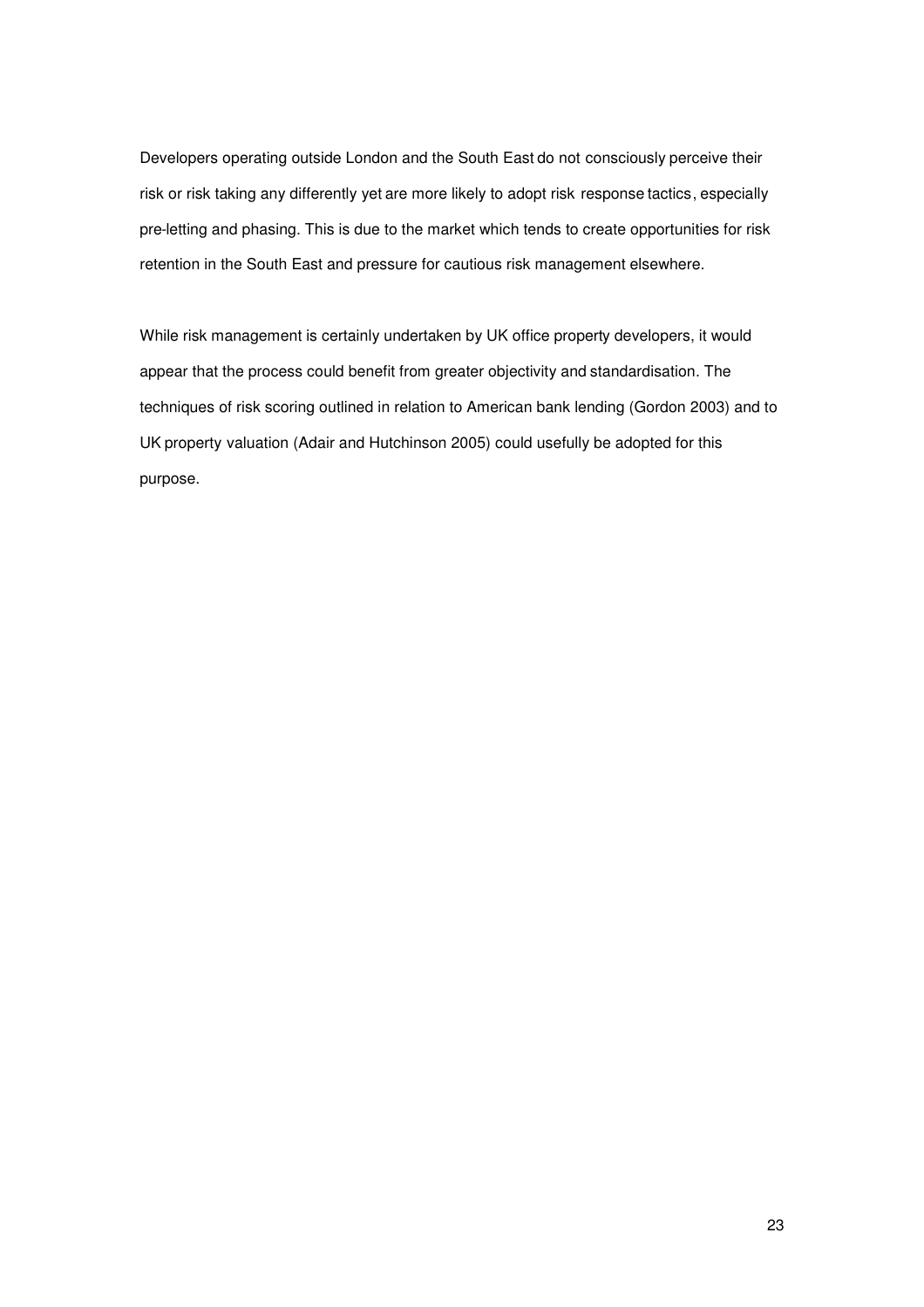Developers operating outside London and the South East do not consciously perceive their risk or risk taking any differently yet are more likely to adopt risk response tactics, especially pre-letting and phasing. This is due to the market which tends to create opportunities for risk retention in the South East and pressure for cautious risk management elsewhere.

While risk management is certainly undertaken by UK office property developers, it would appear that the process could benefit from greater objectivity and standardisation. The techniques of risk scoring outlined in relation to American bank lending (Gordon 2003) and to UK property valuation (Adair and Hutchinson 2005) could usefully be adopted for this purpose.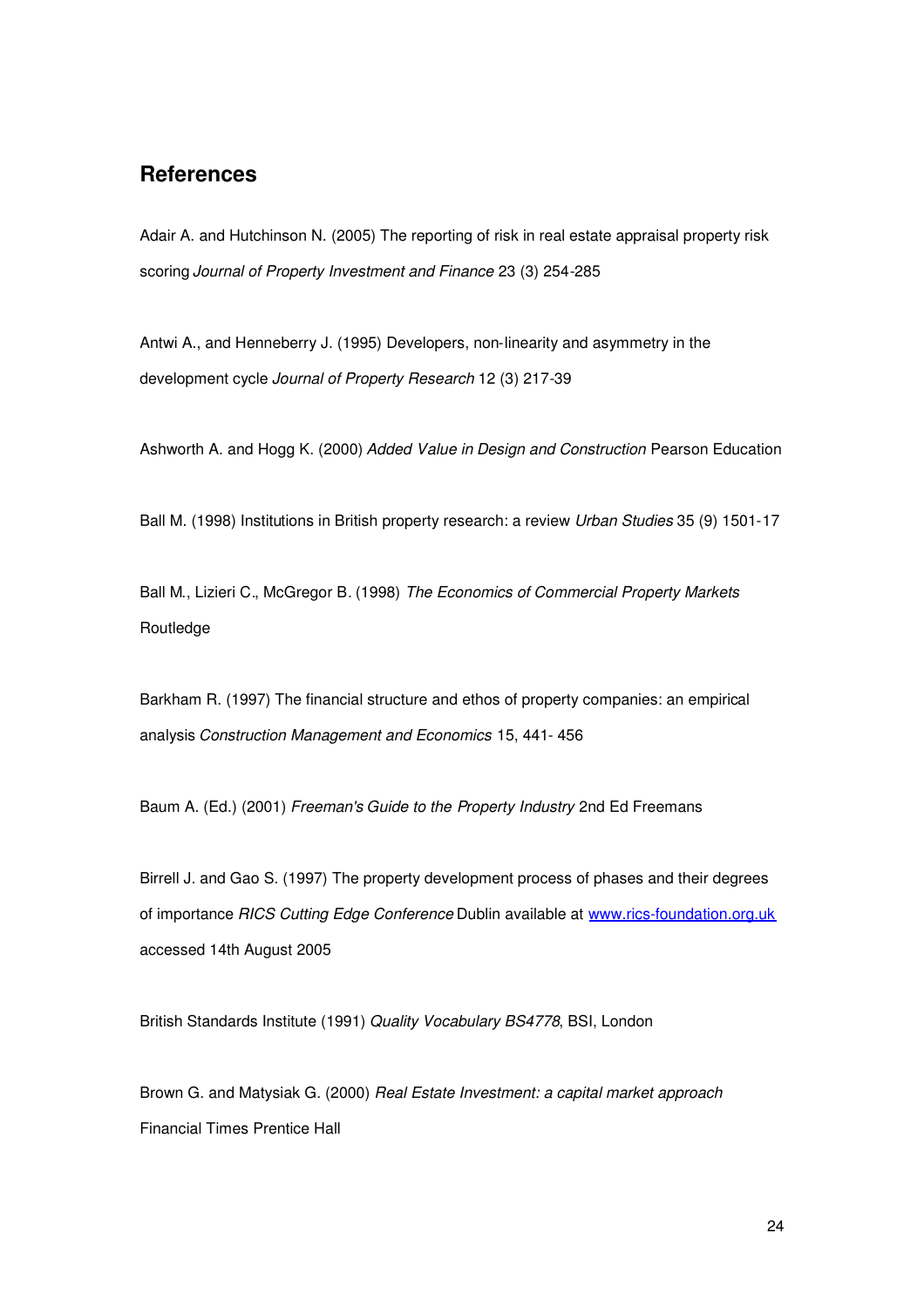## References

Adair A. and Hutchinson N. (2005) The reporting of risk in real estate appraisal property risk scoring *Journal of Property Investment and Finance* 23 (3) 254-285

Antwi A., and Henneberry J. (1995) Developers, non-linearity and asymmetry in the development cycle *Journal of Property Research* 12 (3) 217-39

Ashworth A. and Hogg K. (2000) *Added Value in Design and Construction* Pearson Education

Ball M. (1998) Institutions in British property research: a review *Urban Studies* 35 (9) 1501-17

Ball M., Lizieri C., McGregor B. (1998) *The Economics of Commercial Property Markets* Routledge

Barkham R. (1997) The financial structure and ethos of property companies: an empirical analysis *Construction Management and Economics* 15, 441- 456

Baum A. (Ed.) (2001) *Freeman's Guide to the Property Industry* 2nd Ed Freemans

Birrell J. and Gao S. (1997) The property development process of phases and their degrees of importance *RICS Cutting Edge Conference* Dublin available at [www.rics-foundation.org.uk](www.rics-foundation.org.uk) accessed 14th August 2005

British Standards Institute (1991) *Quality Vocabulary BS4778*, BSI, London

Brown G. and Matysiak G. (2000) *Real Estate Investment: a capital market approach* Financial Times Prentice Hall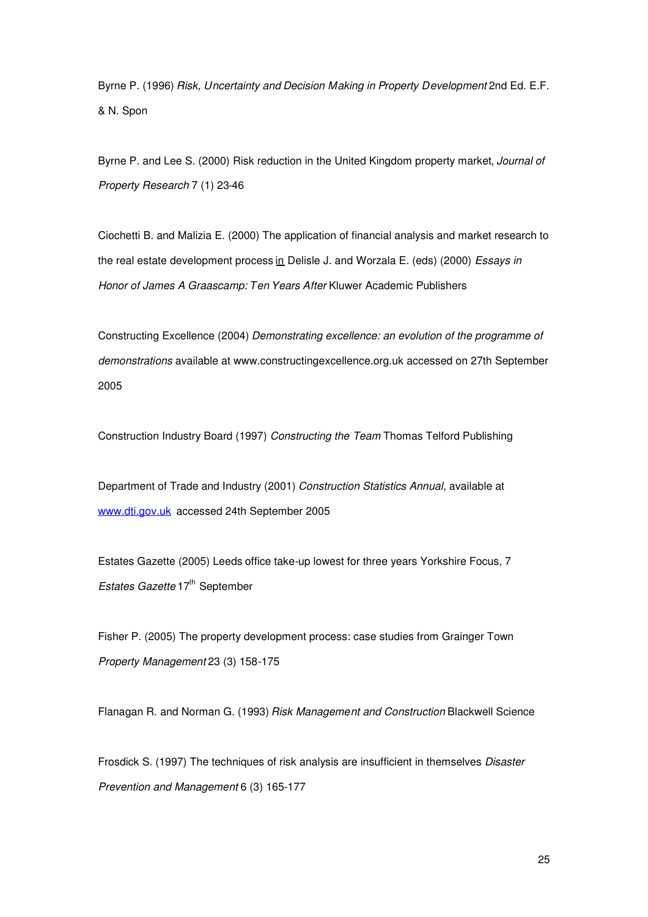Byrne P. (1996) *Risk, Uncertainty and Decision Making in Property Development* 2nd Ed. E.F. & N. Spon

Byrne P. and Lee S. (2000) Risk reduction in the United Kingdom property market, *Journal of Property Research* 7 (1) 23-46

Ciochetti B. and Malizia E. (2000) The application of financial analysis and market research to the real estate development process in Delisle J. and Worzala E. (eds) (2000) *Essays in Honor of James A Graascamp: Ten Years After* Kluwer Academic Publishers

Constructing Excellence (2004) *Demonstrating excellence: an evolution of the programme of demonstrations* available at www.constructingexcellence.org.uk accessed on 27th September 2005

Construction Industry Board (1997) *Constructing the Team* Thomas Telford Publishing

Department of Trade and Industry (2001) *Construction Statistics Annual*, available at www.dti.gov.uk accessed 24th September 2005

Estates Gazette (2005) Leeds office take-up lowest for three years Yorkshire Focus, 7 *Estates Gazette* 17th September

Fisher P. (2005) The property development process: case studies from Grainger Town *Property Management* 23 (3) 158-175

Flanagan R. and Norman G. (1993) *Risk Management and Construction* Blackwell Science

Frosdick S. (1997) The techniques of risk analysis are insufficient in themselves *Disaster Prevention and Management* 6 (3) 165-177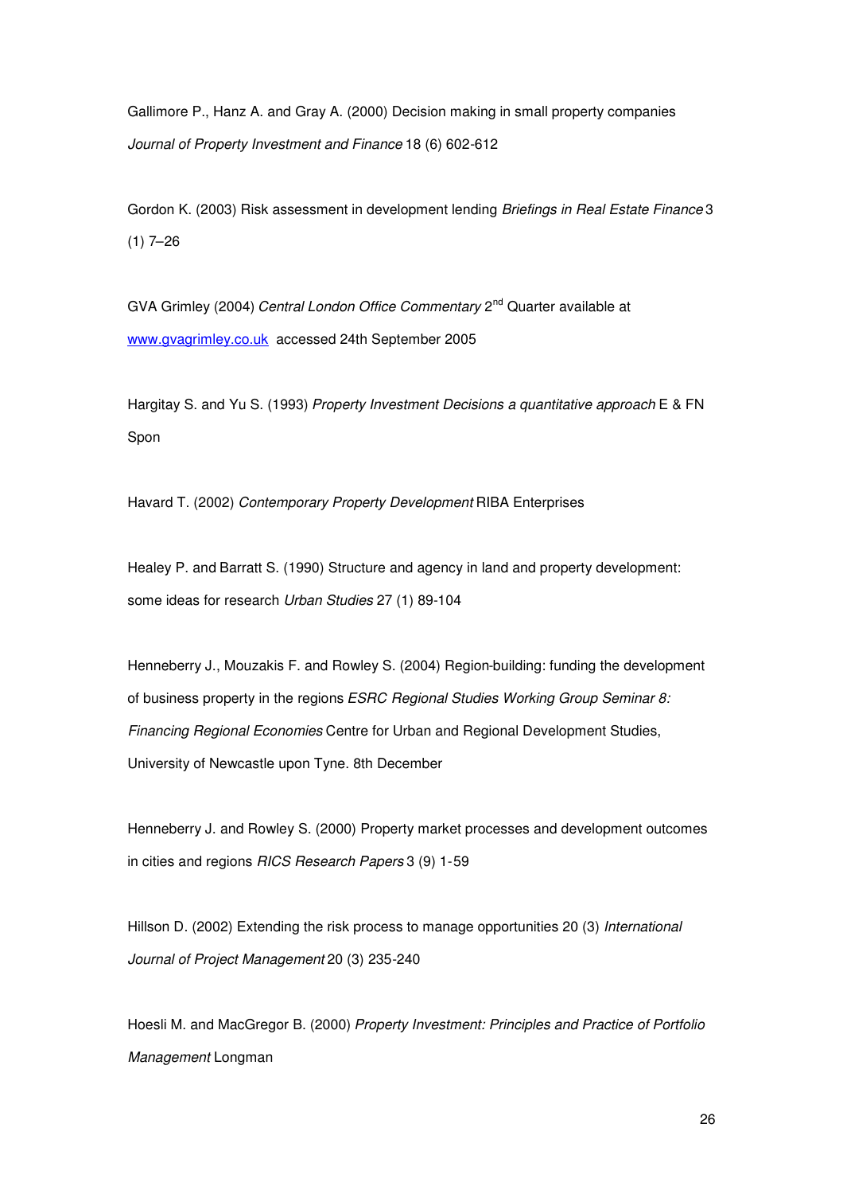Gallimore P., Hanz A. and Gray A. (2000) Decision making in small property companies *Journal of Property Investment and Finance* 18 (6) 602-612

Gordon K. (2003) Risk assessment in development lending *Briefings in Real Estate Finance* 3 (1) 7–26

GVA Grimley (2004) *Central London Office Commentary* 2nd Quarter available at www.gvagrimley.co.uk accessed 24th September 2005

Hargitay S. and Yu S. (1993) *Property Investment Decisions a quantitative approach* E & FN Spon

Havard T. (2002) *Contemporary Property Development* RIBA Enterprises

Healey P. and Barratt S. (1990) Structure and agency in land and property development: some ideas for research *Urban Studies* 27 (1) 89-104

Henneberry J., Mouzakis F. and Rowley S. (2004) Region-building: funding the development of business property in the regions *ESRC Regional Studies Working Group Seminar 8: Financing Regional Economies* Centre for Urban and Regional Development Studies, University of Newcastle upon Tyne. 8th December

Henneberry J. and Rowley S. (2000) Property market processes and development outcomes in cities and regions *RICS Research Papers* 3 (9) 1-59

Hillson D. (2002) Extending the risk process to manage opportunities 20 (3) *International Journal of Project Management* 20 (3) 235-240

Hoesli M. and MacGregor B. (2000) *Property Investment: Principles and Practice of Portfolio Management* Longman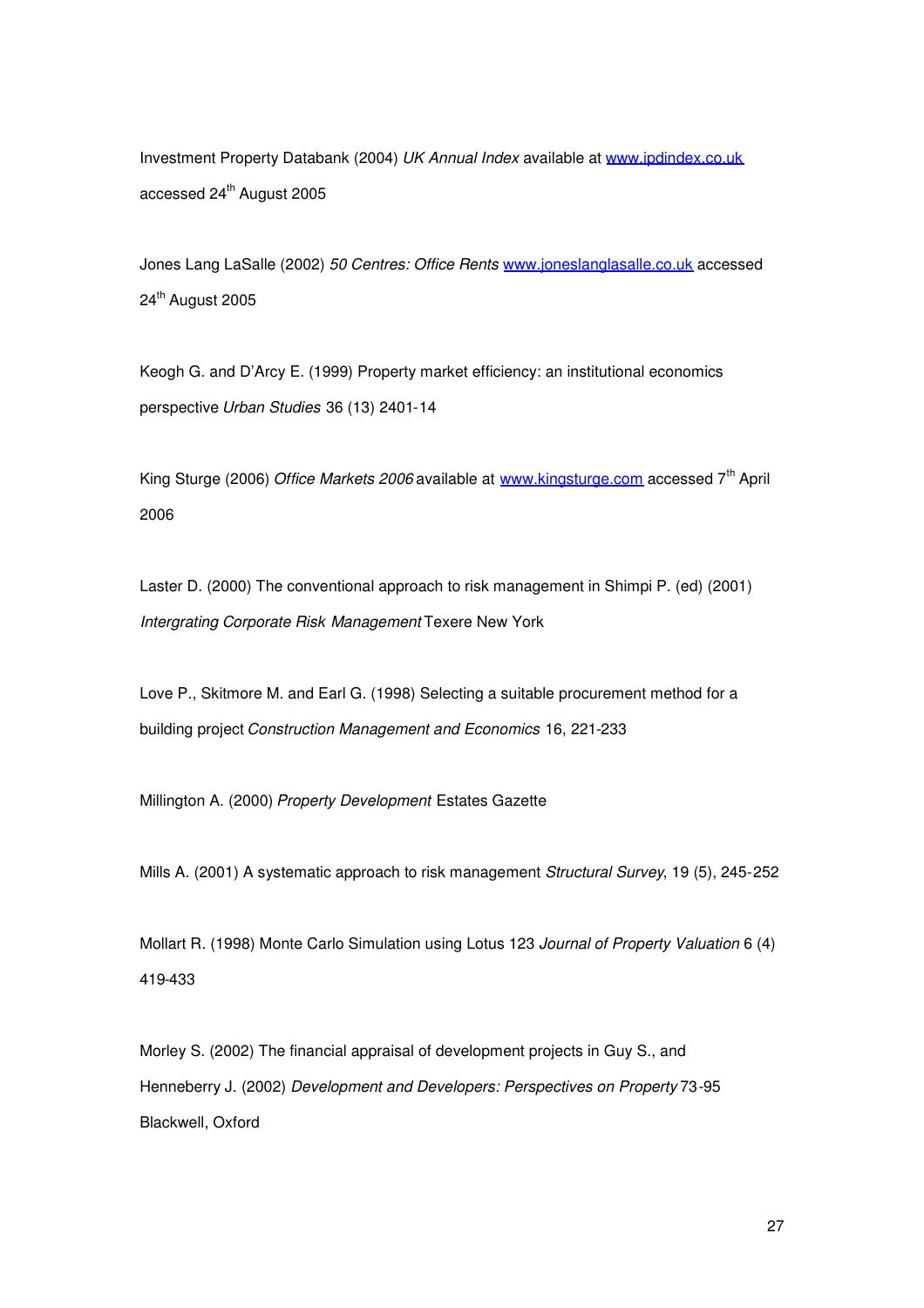Investment Property Databank (2004) *UK Annual Index* available at www.ipdindex.co.uk accessed 24th August 2005

Jones Lang LaSalle (2002) *50 Centres: Office Rents* www.joneslanglasalle.co.uk accessed 24th August 2005

Keogh G. and D'Arcy E. (1999) Property market efficiency: an institutional economics perspective *Urban Studies* 36 (13) 2401-14

King Sturge (2006) *Office Markets 2006* available at www.kingsturge.com accessed 7th April 2006

Laster D. (2000) The conventional approach to risk management in Shimpi P. (ed) (2001) *Intergrating Corporate Risk Management* Texere New York

Love P., Skitmore M. and Earl G. (1998) Selecting a suitable procurement method for a building project *Construction Management and Economics* 16, 221-233

Millington A. (2000) *Property Development* Estates Gazette

Mills A. (2001) A systematic approach to risk management *Structural Survey*, 19 (5), 245-252

Mollart R. (1998) Monte Carlo Simulation using Lotus 123 *Journal of Property Valuation* 6 (4) 419-433

Morley S. (2002) The financial appraisal of development projects in Guy S., and Henneberry J. (2002) *Development and Developers: Perspectives on Property* 73-95 Blackwell, Oxford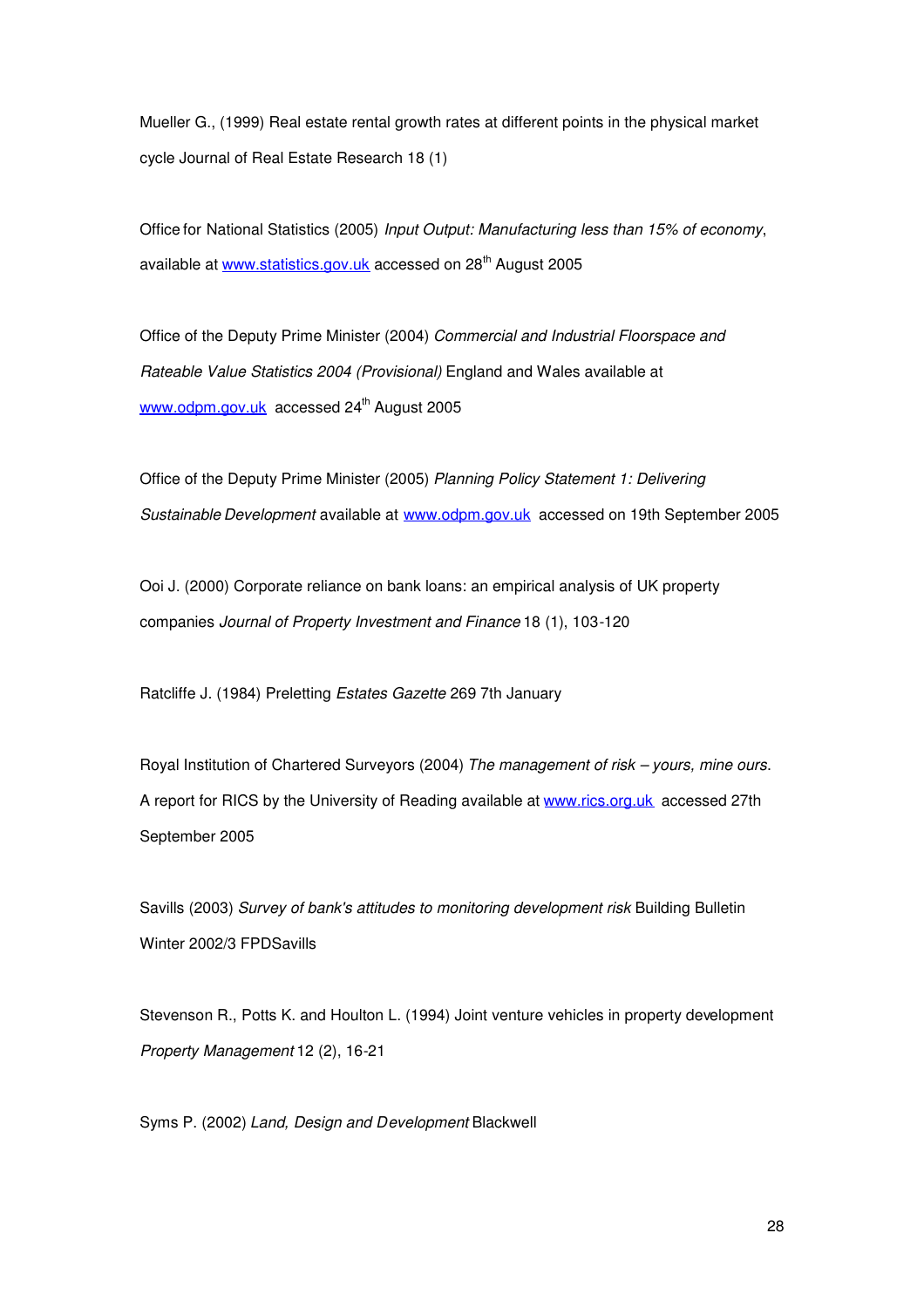Mueller G., (1999) Real estate rental growth rates at different points in the physical market cycle Journal of Real Estate Research 18 (1)

Office for National Statistics (2005) *Input Output: Manufacturing less than 15% of economy*, available at www.statistics.gov.uk accessed on 28th August 2005

Office of the Deputy Prime Minister (2004) *Commercial and Industrial Floorspace and Rateable Value Statistics 2004 (Provisional)* England and Wales available at www.odpm.gov.uk accessed 24th August 2005

Office of the Deputy Prime Minister (2005) *Planning Policy Statement 1: Delivering Sustainable Development* available at www.odpm.gov.uk accessed on 19th September 2005

Ooi J. (2000) Corporate reliance on bank loans: an empirical analysis of UK property companies *Journal of Property Investment and Finance* 18 (1), 103-120

Ratcliffe J. (1984) Preletting *Estates Gazette* 269 7th January

Royal Institution of Chartered Surveyors (2004) *The management of risk – yours, mine ours*. A report for RICS by the University of Reading available at www.rics.org.uk accessed 27th September 2005

Savills (2003) *Survey of bank's attitudes to monitoring development risk* Building Bulletin Winter 2002/3 FPDSavills

Stevenson R., Potts K. and Houlton L. (1994) Joint venture vehicles in property development *Property Management* 12 (2), 16-21

Syms P. (2002) *Land, Design and Development* Blackwell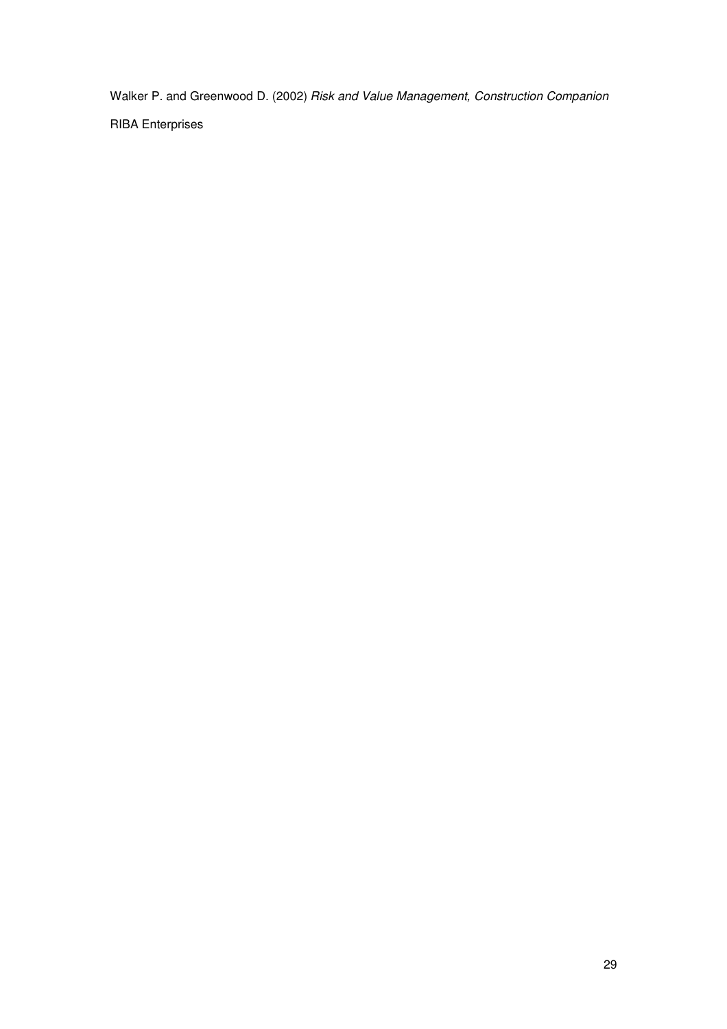Walker P. and Greenwood D. (2002) *Risk and Value Management, Construction Companion*

RIBA Enterprises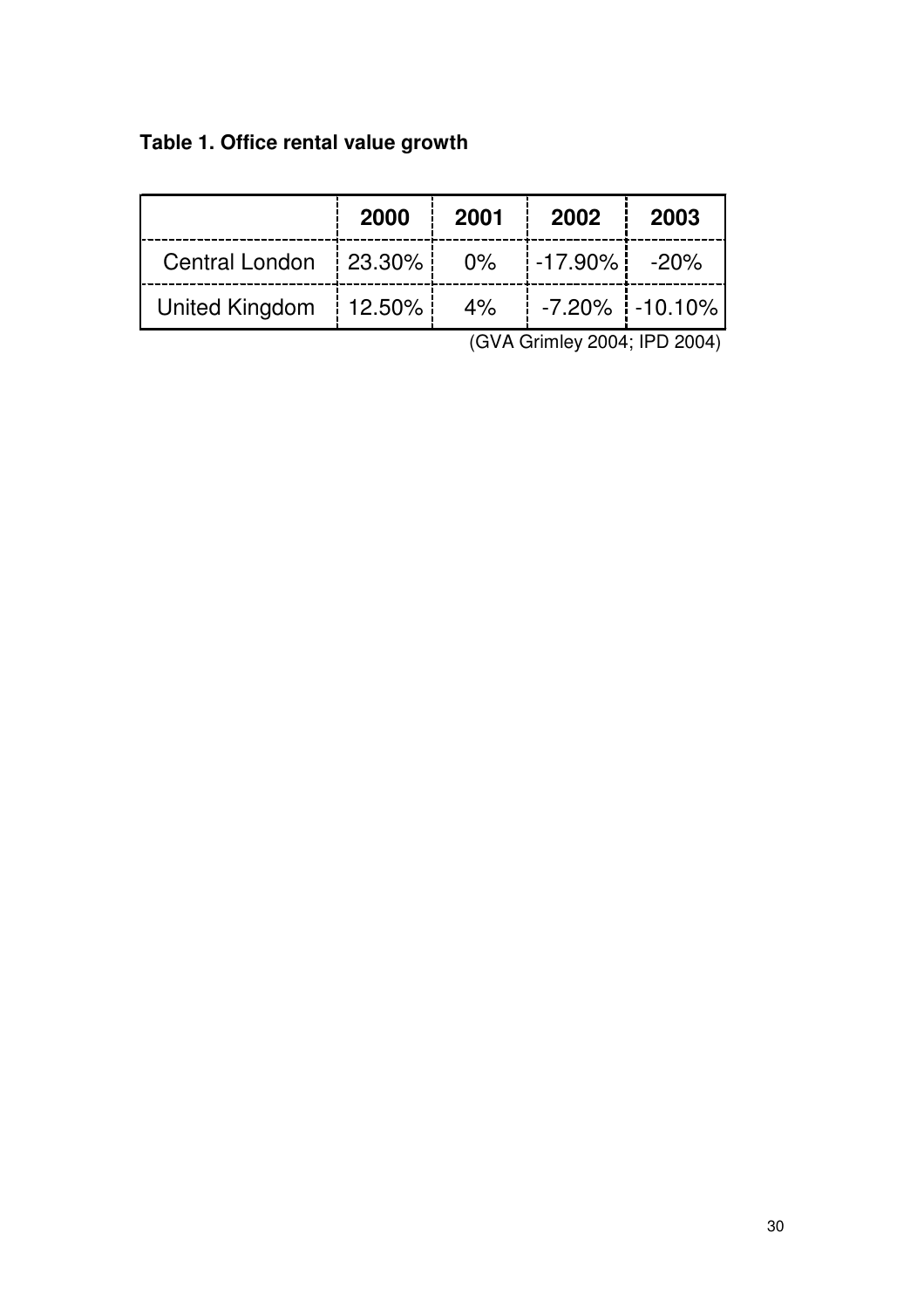**Table 1. Office rental value growth**

| | 2000 | 2001 | 2002 | 2003 |
|---|---|---|---|---|
| Central London | 23.30% | 0% | -17.90% | -20% |
| United Kingdom | 12.50% | 4% | -7.20% | -10.10% |

(GVA Grimley 2004; IPD 2004)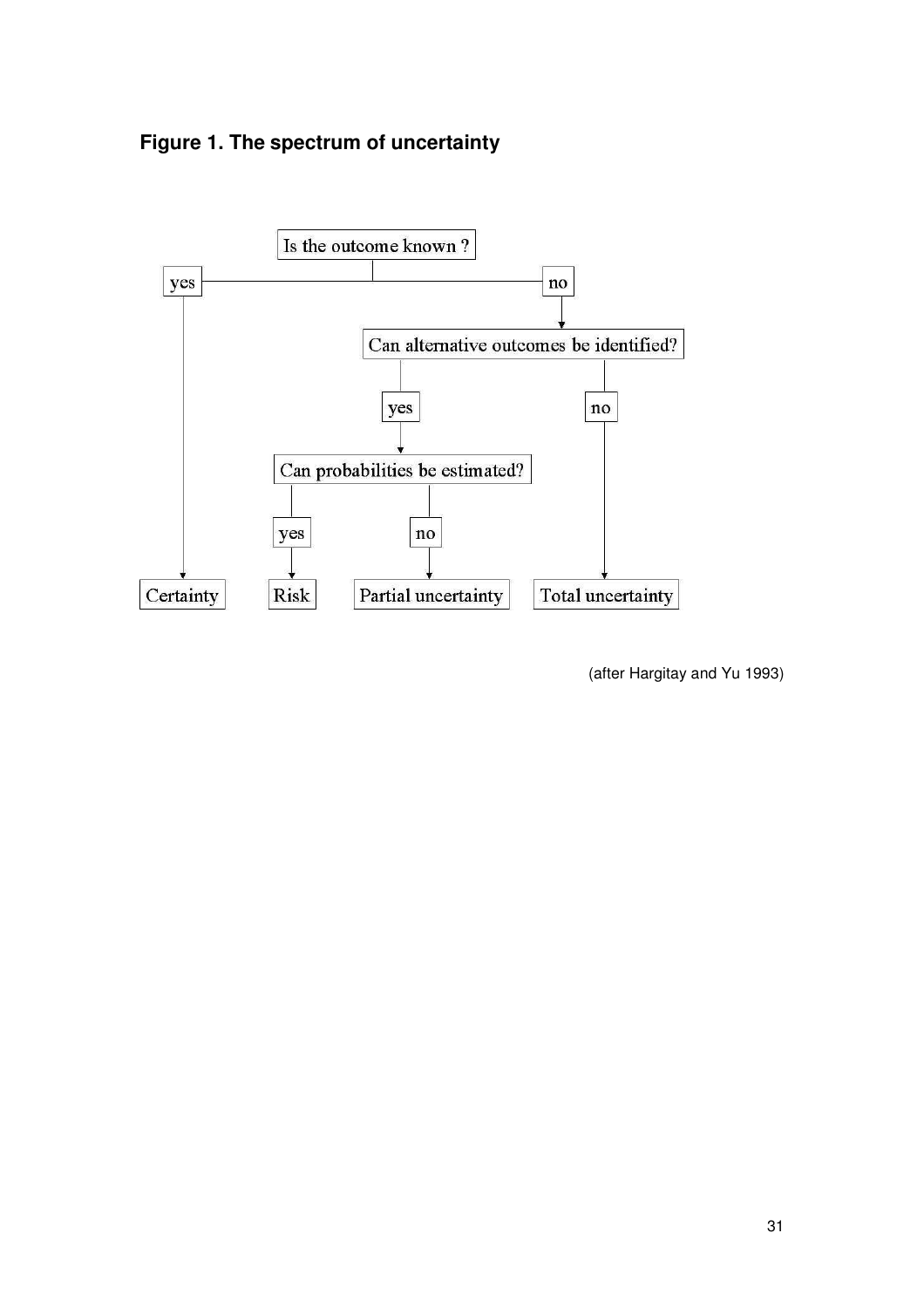**Figure 1. The spectrum of uncertainty**

Is the outcome known ?

- yes → Certainty
- no → Can alternative outcomes be identified?
  - yes → Can probabilities be estimated?
    - yes → Risk
    - no → Partial uncertainty
  - no → Total uncertainty

(after Hargitay and Yu 1993)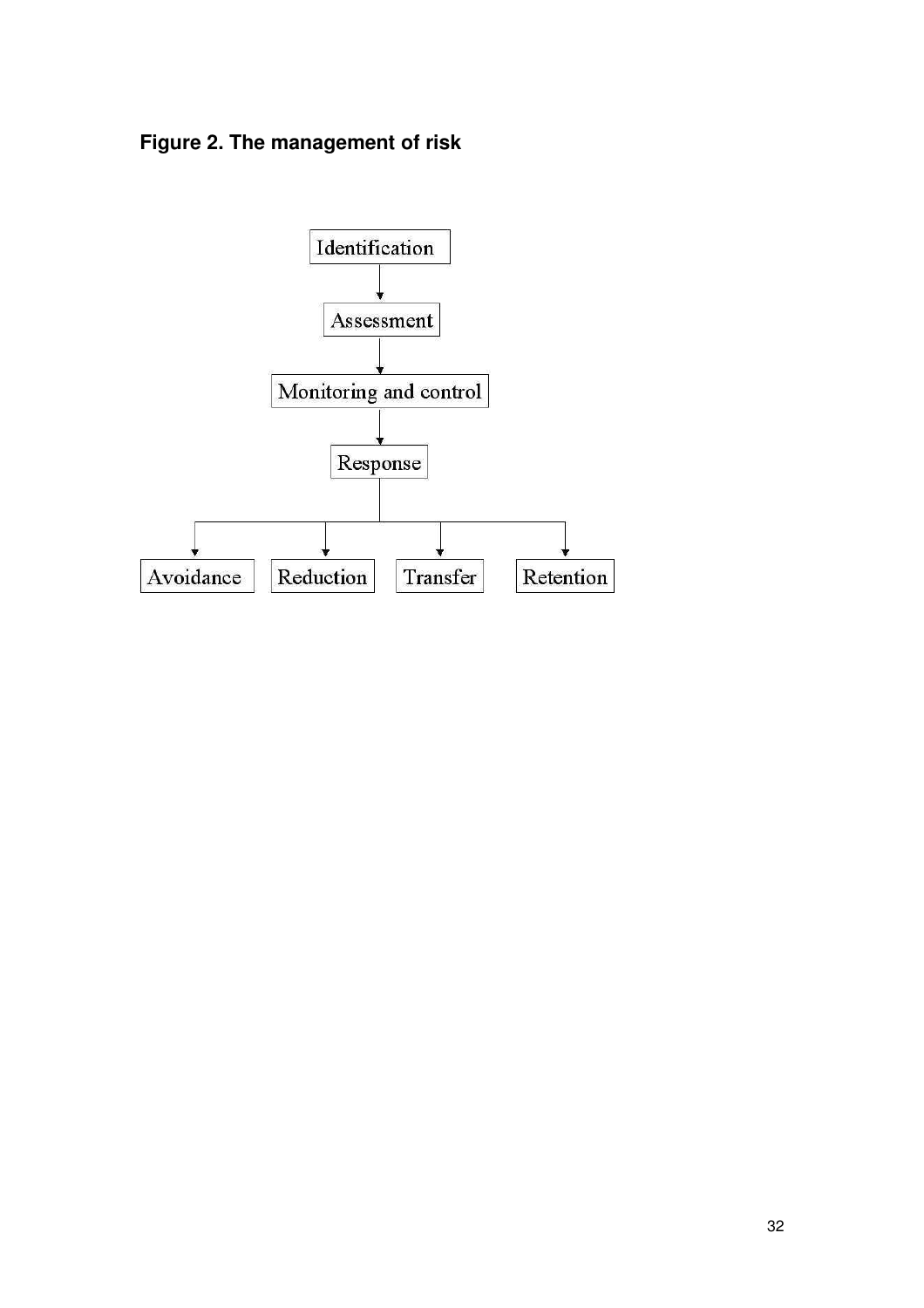**Figure 2. The management of risk**

Identification

↓

Assessment

↓

Monitoring and control

↓

Response

↓

Avoidance | Reduction | Transfer | Retention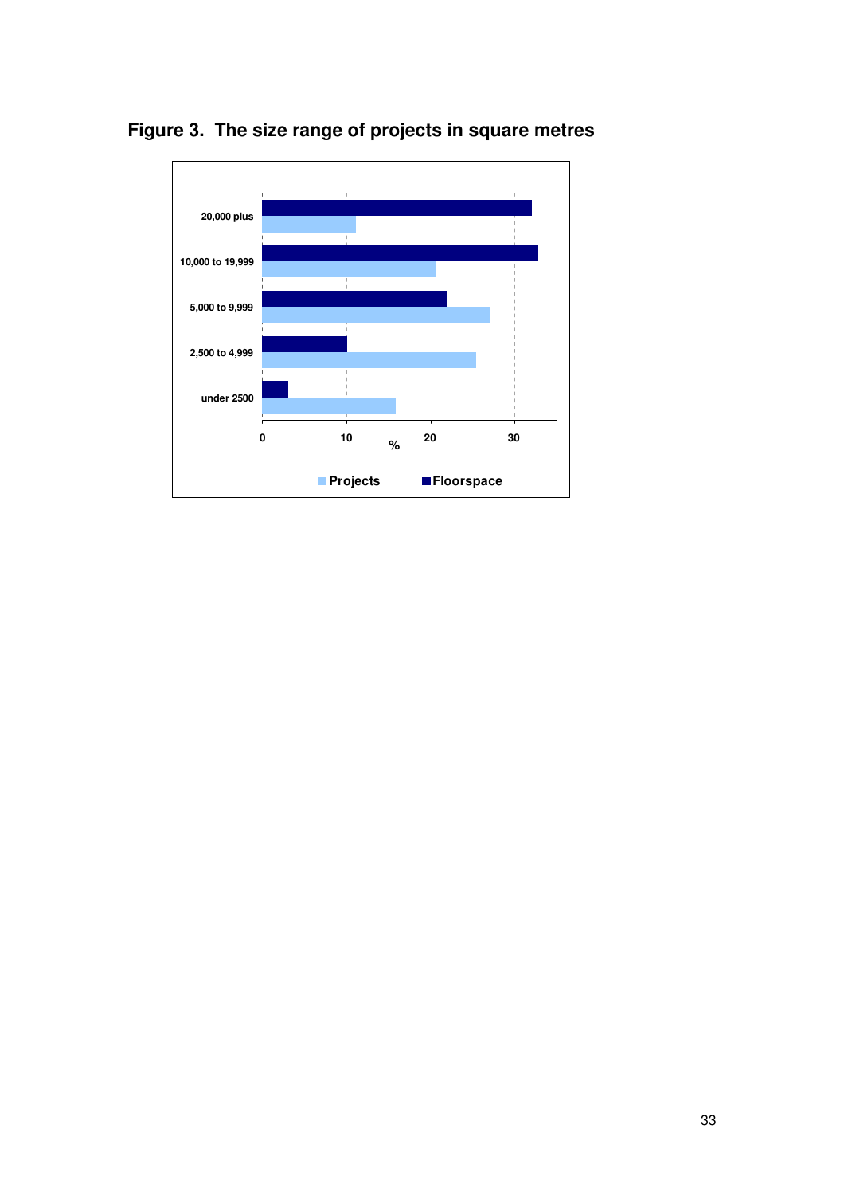**Figure 3. The size range of projects in square metres**

| Size range | Projects (%) | Floorspace (%) |
|---|---|---|
| 20,000 plus | 11 | 32 |
| 10,000 to 19,999 | 20.5 | 33 |
| 5,000 to 9,999 | 27 | 22 |
| 2,500 to 4,999 | 25.5 | 10 |
| under 2500 | 16 | 3 |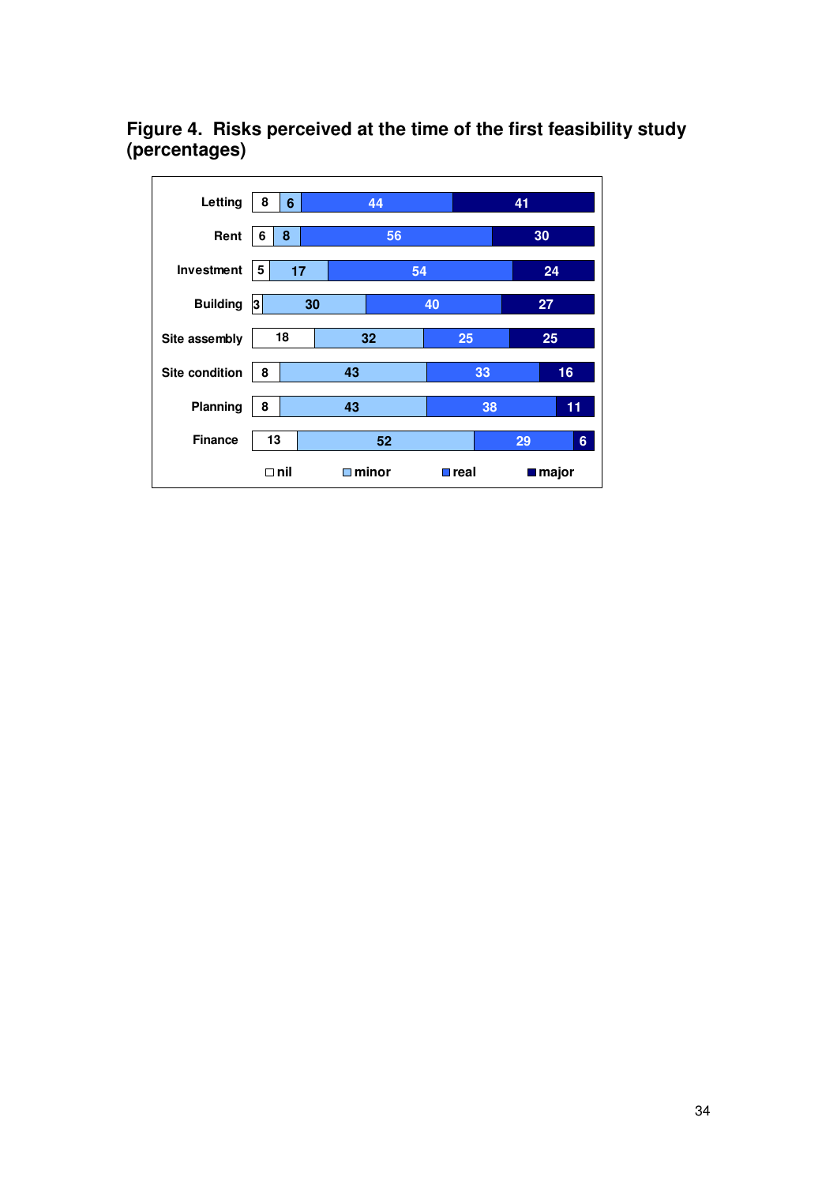# Figure 4. Risks perceived at the time of the first feasibility study (percentages)

| | nil | minor | real | major |
|---|---|---|---|---|
| Letting | 8 | 6 | 44 | 41 |
| Rent | 6 | 8 | 56 | 30 |
| Investment | 5 | 17 | 54 | 24 |
| Building | 3 | 30 | 40 | 27 |
| Site assembly | 18 | 32 | 25 | 25 |
| Site condition | 8 | 43 | 33 | 16 |
| Planning | 8 | 43 | 38 | 11 |
| Finance | 13 | 52 | 29 | 6 |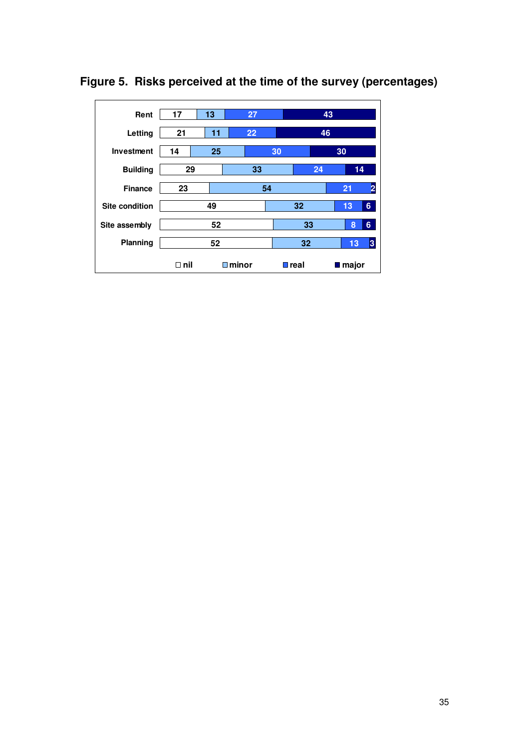**Figure 5. Risks perceived at the time of the survey (percentages)**

| | nil | minor | real | major |
|---|---|---|---|---|
| Rent | 17 | 13 | 27 | 43 |
| Letting | 21 | 11 | 22 | 46 |
| Investment | 14 | 25 | 30 | 30 |
| Building | 29 | 33 | 24 | 14 |
| Finance | 23 | 54 | 21 | 2 |
| Site condition | 49 | 32 | 13 | 6 |
| Site assembly | 52 | 33 | 8 | 6 |
| Planning | 52 | 32 | 13 | 3 |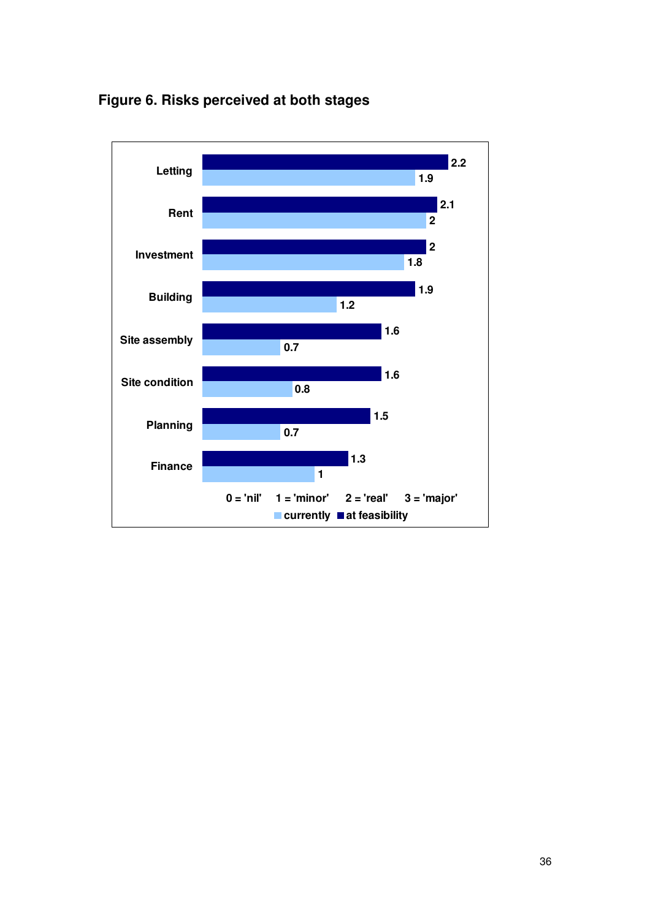### Figure 6. Risks perceived at both stages

| | at feasibility | currently |
|---|---|---|
| Letting | 2.2 | 1.9 |
| Rent | 2.1 | 2 |
| Investment | 2 | 1.8 |
| Building | 1.9 | 1.2 |
| Site assembly | 1.6 | 0.7 |
| Site condition | 1.6 | 0.8 |
| Planning | 1.5 | 0.7 |
| Finance | 1.3 | 1 |

0 = 'nil' 1 = 'minor' 2 = 'real' 3 = 'major'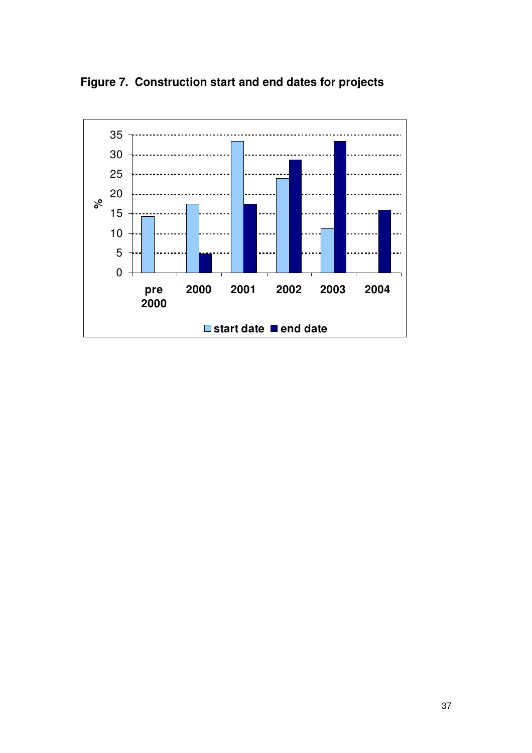**Figure 7. Construction start and end dates for projects**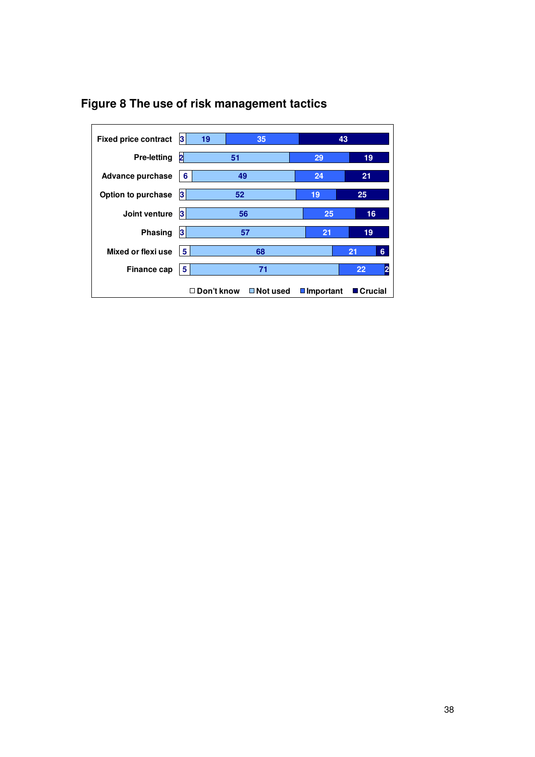# Figure 8 The use of risk management tactics

| | Don't know | Not used | Important | Crucial |
|---|---|---|---|---|
| Fixed price contract | 3 | 19 | 35 | 43 |
| Pre-letting | 2 | 51 | 29 | 19 |
| Advance purchase | 6 | 49 | 24 | 21 |
| Option to purchase | 3 | 52 | 19 | 25 |
| Joint venture | 3 | 56 | 25 | 16 |
| Phasing | 3 | 57 | 21 | 19 |
| Mixed or flexi use | 5 | 68 | 21 | 6 |
| Finance cap | 5 | 71 | 22 | 2 |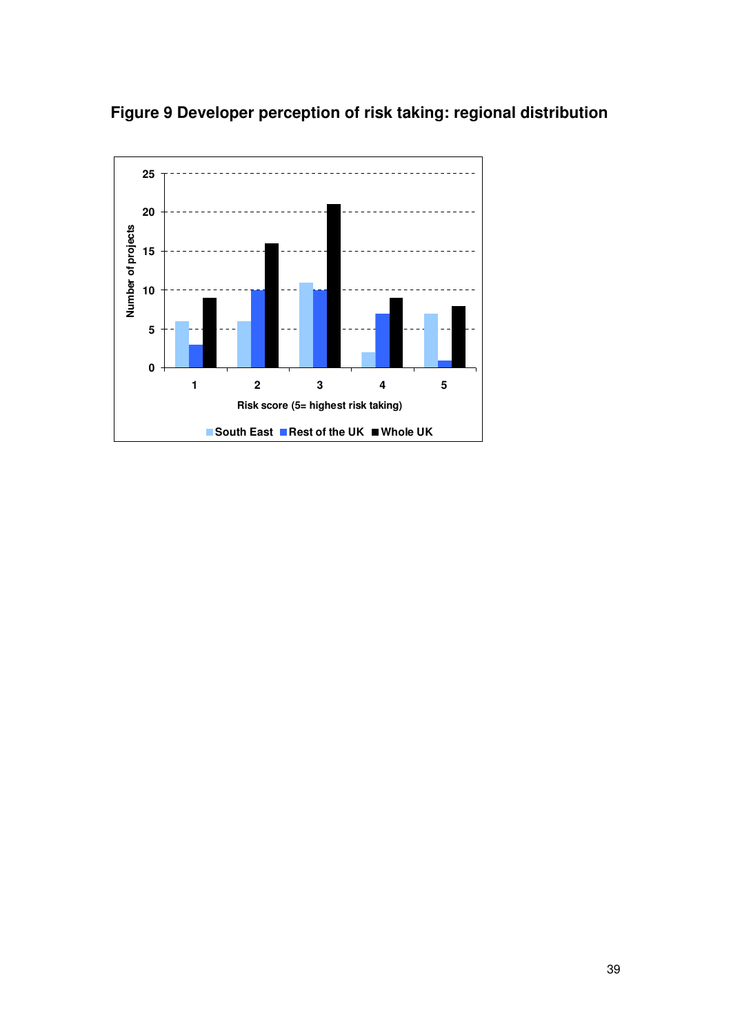**Figure 9 Developer perception of risk taking: regional distribution**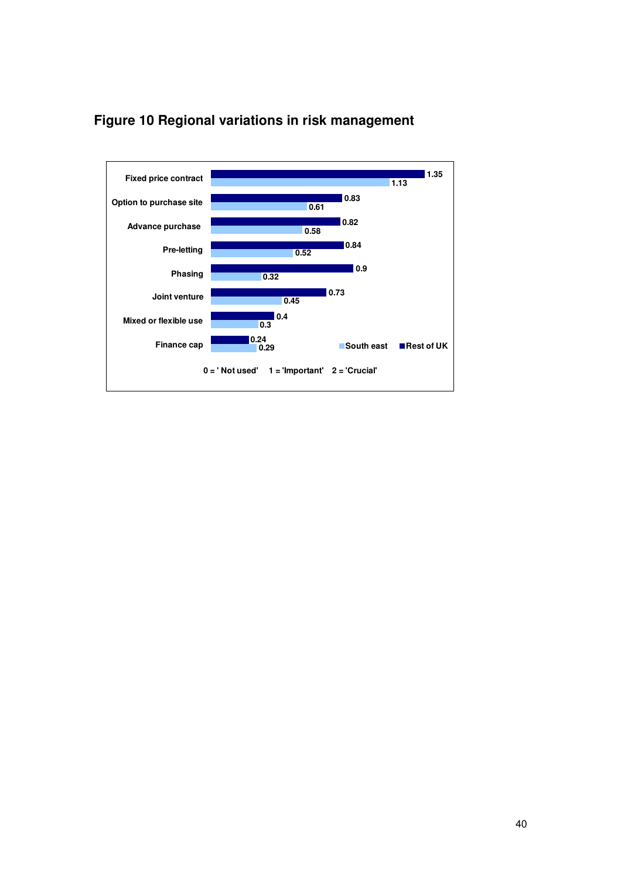## Figure 10 Regional variations in risk management

| | South east | Rest of UK |
|---|---|---|
| Fixed price contract | 1.13 | 1.35 |
| Option to purchase site | 0.61 | 0.83 |
| Advance purchase | 0.58 | 0.82 |
| Pre-letting | 0.52 | 0.84 |
| Phasing | 0.32 | 0.9 |
| Joint venture | 0.45 | 0.73 |
| Mixed or flexible use | 0.3 | 0.4 |
| Finance cap | 0.29 | 0.24 |

0 = ' Not used'  1 = 'Important'  2 = 'Crucial'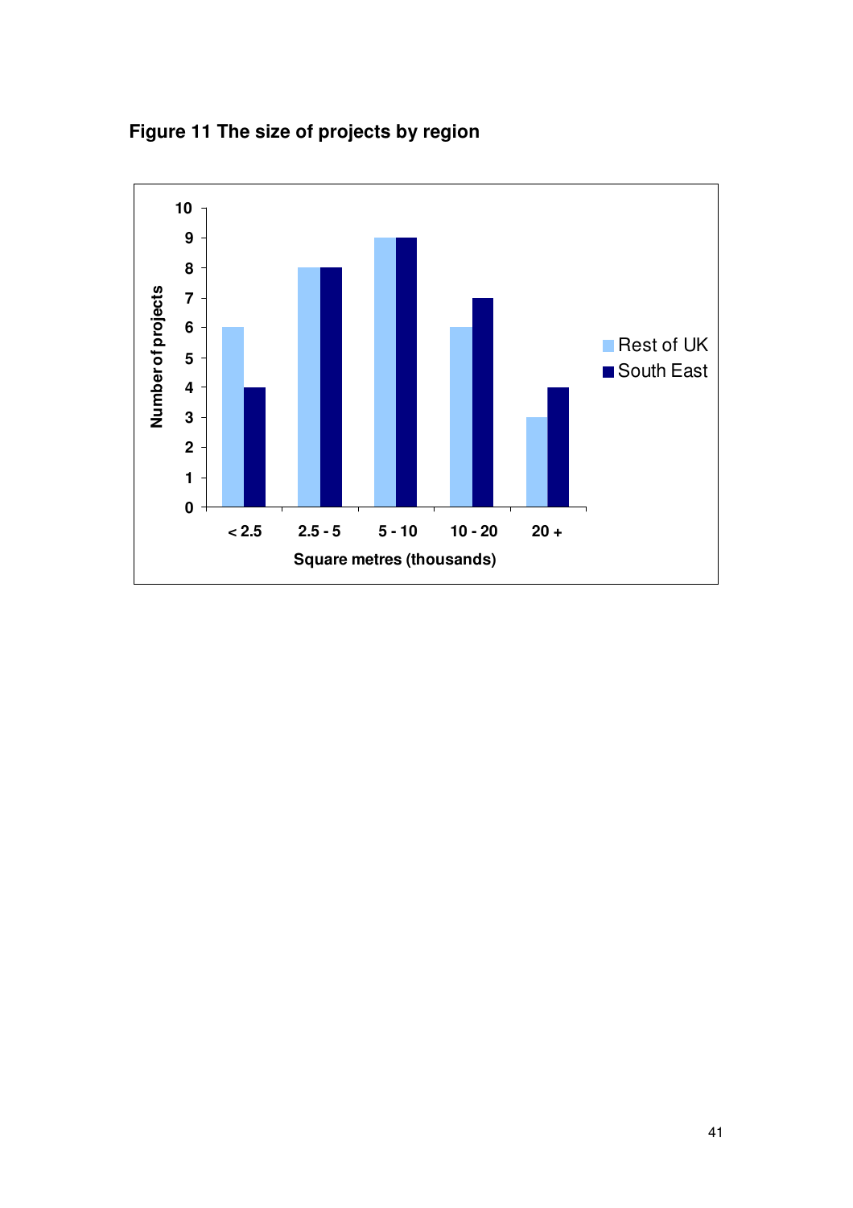**Figure 11 The size of projects by region**

| Square metres (thousands) | Rest of UK | South East |
|---|---|---|
| < 2.5 | 6 | 4 |
| 2.5 - 5 | 8 | 8 |
| 5 - 10 | 9 | 9 |
| 10 - 20 | 6 | 7 |
| 20 + | 3 | 4 |

Number of projects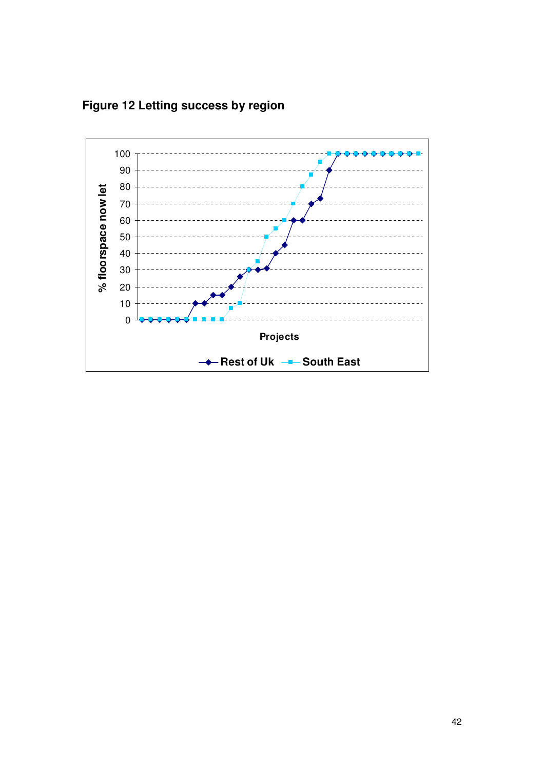**Figure 12 Letting success by region**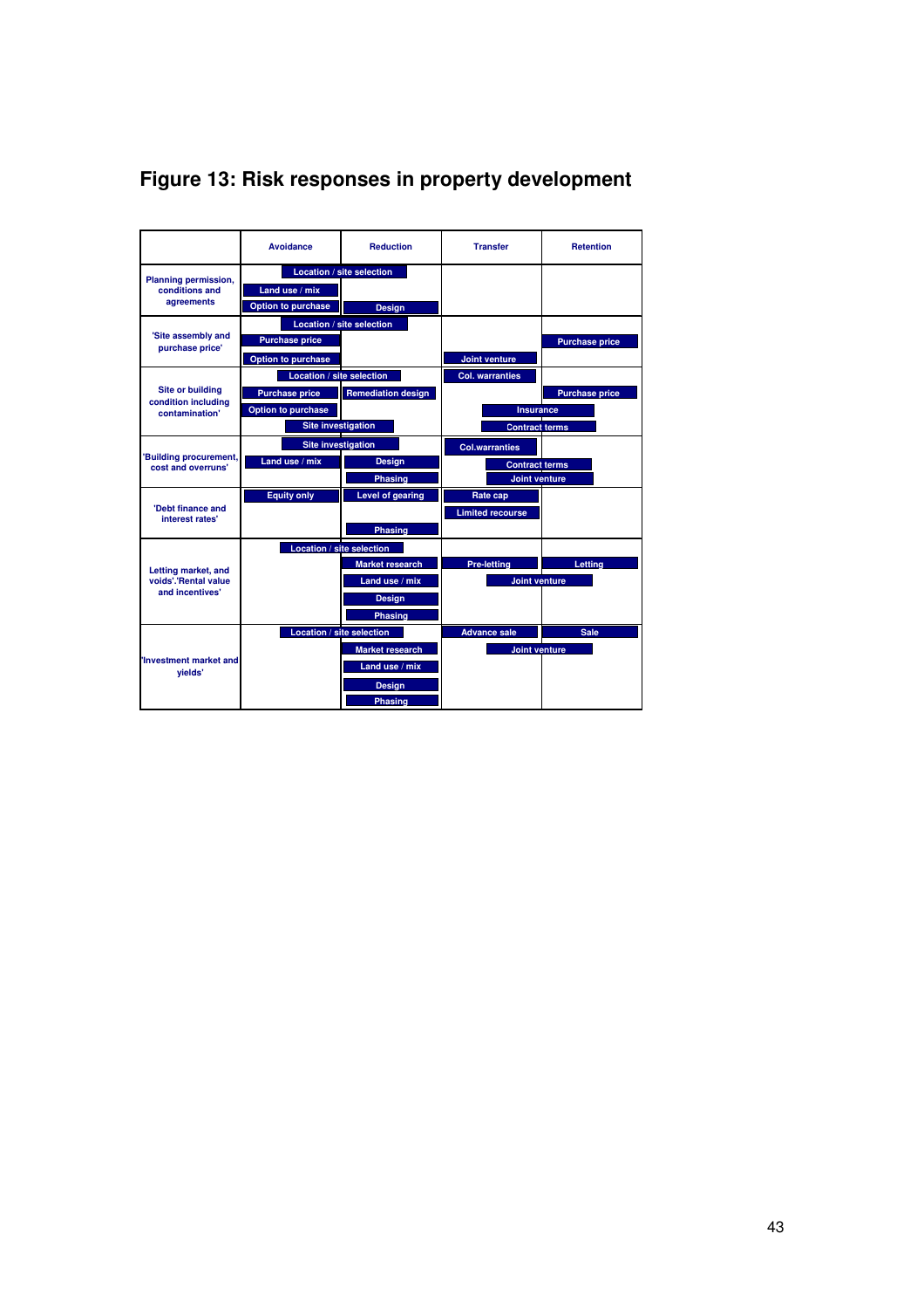## Figure 13: Risk responses in property development

| | Avoidance | Reduction | Transfer | Retention |
|---|---|---|---|---|
| Planning permission, conditions and agreements | Location / site selection; Land use / mix; Option to purchase | Location / site selection; Design | | |
| 'Site assembly and purchase price' | Location / site selection; Purchase price; Option to purchase | Location / site selection | Joint venture | Purchase price |
| Site or building condition including contamination' | Location / site selection; Purchase price; Option to purchase; Site investigation | Location / site selection; Remediation design; Site investigation | Col. warranties; Insurance; Contract terms | Purchase price; Insurance; Contract terms |
| 'Building procurement, cost and overruns' | Site investigation; Land use / mix | Site investigation; Design; Phasing | Col.warranties; Contract terms; Joint venture | Contract terms; Joint venture |
| 'Debt finance and interest rates' | Equity only | Level of gearing; Phasing | Rate cap; Limited recourse | |
| Letting market, and voids'.'Rental value and incentives' | Location / site selection | Location / site selection; Market research; Land use / mix; Design; Phasing | Pre-letting; Joint venture | Letting; Joint venture |
| 'Investment market and yields' | Location / site selection | Location / site selection; Market research; Land use / mix; Design; Phasing | Advance sale; Joint venture | Sale; Joint venture |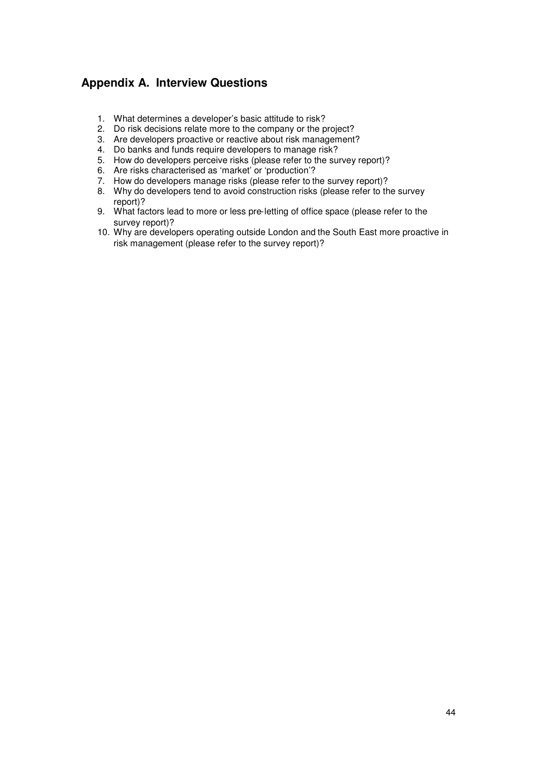## Appendix A. Interview Questions

1. What determines a developer's basic attitude to risk?
2. Do risk decisions relate more to the company or the project?
3. Are developers proactive or reactive about risk management?
4. Do banks and funds require developers to manage risk?
5. How do developers perceive risks (please refer to the survey report)?
6. Are risks characterised as 'market' or 'production'?
7. How do developers manage risks (please refer to the survey report)?
8. Why do developers tend to avoid construction risks (please refer to the survey report)?
9. What factors lead to more or less pre-letting of office space (please refer to the survey report)?
10. Why are developers operating outside London and the South East more proactive in risk management (please refer to the survey report)?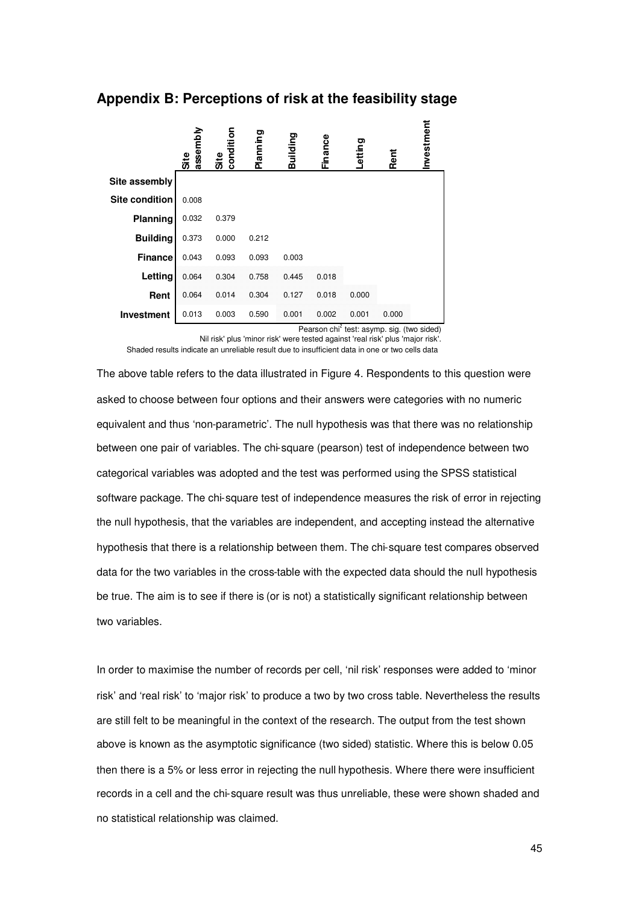## Appendix B: Perceptions of risk at the feasibility stage

| | Site assembly | Site condition | Planning | Building | Finance | Letting | Rent | Investment |
|---|---|---|---|---|---|---|---|---|
| **Site assembly** | | | | | | | | |
| **Site condition** | 0.008 | | | | | | | |
| **Planning** | 0.032 | 0.379 | | | | | | |
| **Building** | 0.373 | 0.000 | 0.212 | | | | | |
| **Finance** | 0.043 | 0.093 | 0.093 | 0.003 | | | | |
| **Letting** | 0.064 | 0.304 | 0.758 | 0.445 | 0.018 | | | |
| **Rent** | 0.064 | 0.014 | 0.304 | 0.127 | 0.018 | 0.000 | | |
| **Investment** | 0.013 | 0.003 | 0.590 | 0.001 | 0.002 | 0.001 | 0.000 | |

Pearson $\chi^2$ test: asymp. sig. (two sided)

Nil risk' plus 'minor risk' were tested against 'real risk' plus 'major risk'.

Shaded results indicate an unreliable result due to insufficient data in one or two cells data

The above table refers to the data illustrated in Figure 4. Respondents to this question were asked to choose between four options and their answers were categories with no numeric equivalent and thus 'non-parametric'. The null hypothesis was that there was no relationship between one pair of variables. The chi-square (pearson) test of independence between two categorical variables was adopted and the test was performed using the SPSS statistical software package. The chi-square test of independence measures the risk of error in rejecting the null hypothesis, that the variables are independent, and accepting instead the alternative hypothesis that there is a relationship between them. The chi-square test compares observed data for the two variables in the cross-table with the expected data should the null hypothesis be true. The aim is to see if there is (or is not) a statistically significant relationship between two variables.

In order to maximise the number of records per cell, 'nil risk' responses were added to 'minor risk' and 'real risk' to 'major risk' to produce a two by two cross table. Nevertheless the results are still felt to be meaningful in the context of the research. The output from the test shown above is known as the asymptotic significance (two sided) statistic. Where this is below 0.05 then there is a 5% or less error in rejecting the null hypothesis. Where there were insufficient records in a cell and the chi-square result was thus unreliable, these were shown shaded and no statistical relationship was claimed.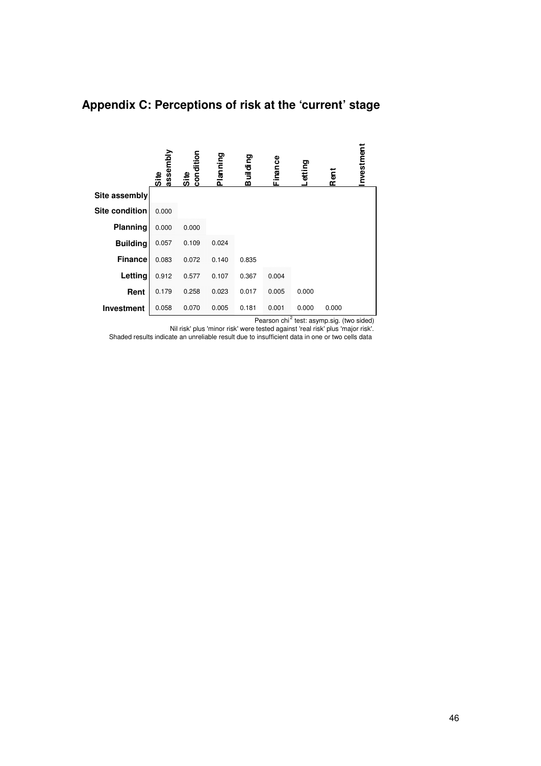## Appendix C: Perceptions of risk at the 'current' stage

| | Site assembly | Site condition | Planning | Building | Finance | Letting | Rent | Investment |
|---|---|---|---|---|---|---|---|---|
| **Site assembly** | | | | | | | | |
| **Site condition** | 0.000 | | | | | | | |
| **Planning** | 0.000 | 0.000 | | | | | | |
| **Building** | 0.057 | 0.109 | 0.024 | | | | | |
| **Finance** | 0.083 | 0.072 | 0.140 | 0.835 | | | | |
| **Letting** | 0.912 | 0.577 | 0.107 | 0.367 | 0.004 | | | |
| **Rent** | 0.179 | 0.258 | 0.023 | 0.017 | 0.005 | 0.000 | | |
| **Investment** | 0.058 | 0.070 | 0.005 | 0.181 | 0.001 | 0.000 | 0.000 | |

Pearson $chi^2$ test: asymp.sig. (two sided)

Nil risk' plus 'minor risk' were tested against 'real risk' plus 'major risk'.

Shaded results indicate an unreliable result due to insufficient data in one or two cells data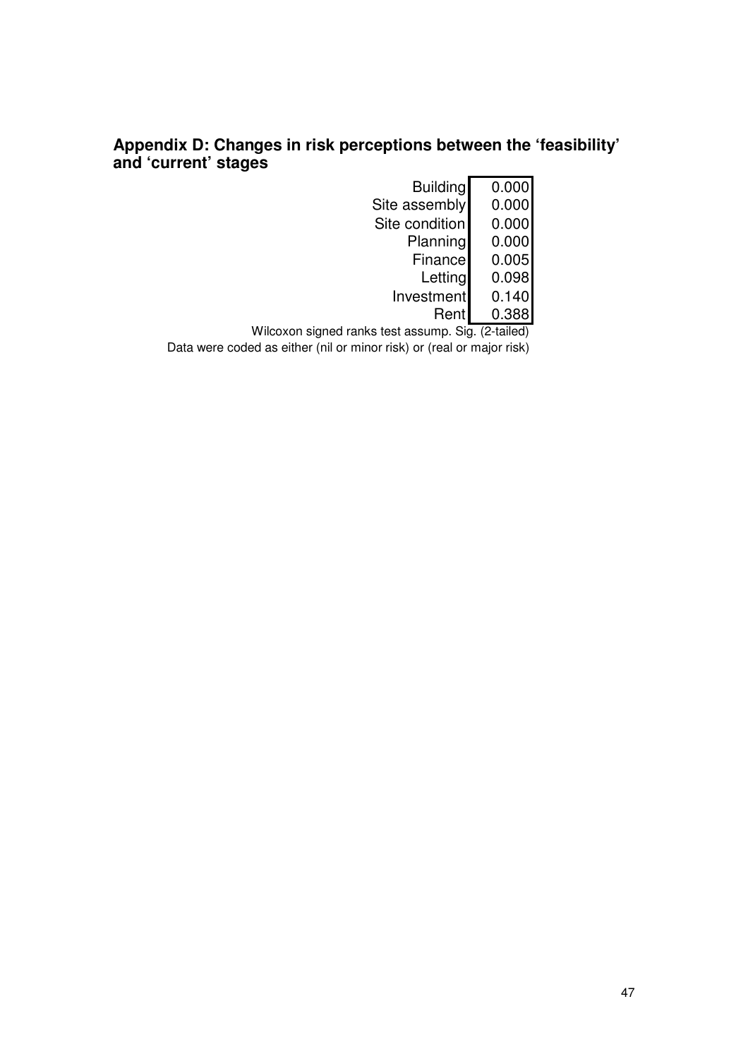## Appendix D: Changes in risk perceptions between the 'feasibility' and 'current' stages

| | |
|---|---|
| Building | 0.000 |
| Site assembly | 0.000 |
| Site condition | 0.000 |
| Planning | 0.000 |
| Finance | 0.005 |
| Letting | 0.098 |
| Investment | 0.140 |
| Rent | 0.388 |

Wilcoxon signed ranks test assump. Sig. (2-tailed)

Data were coded as either (nil or minor risk) or (real or major risk)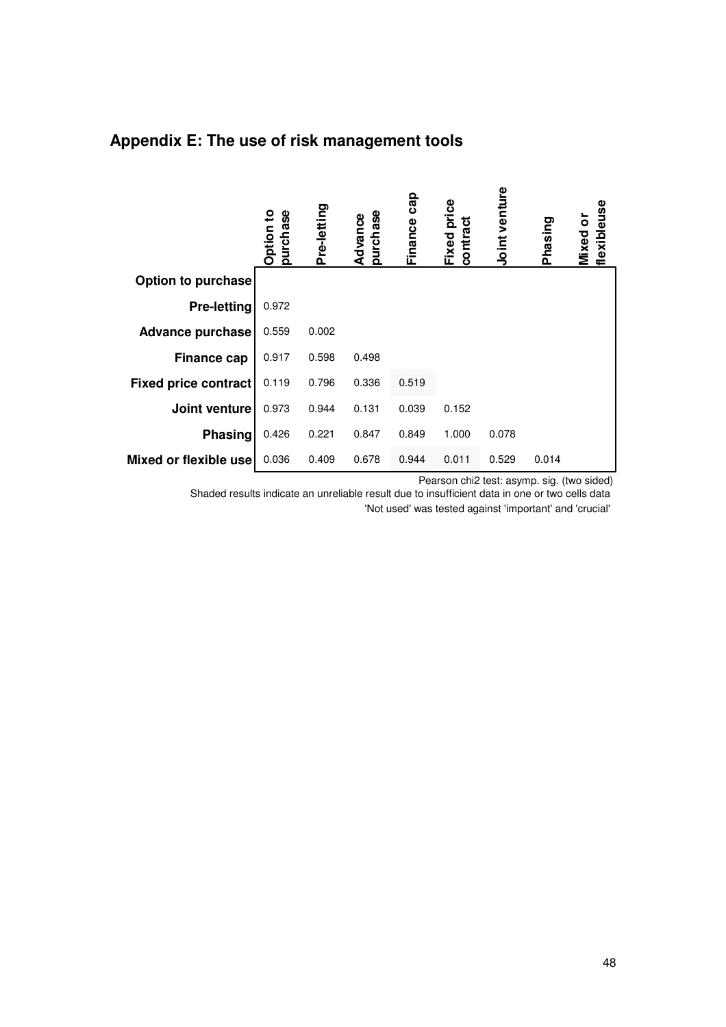## Appendix E: The use of risk management tools

| | Option to purchase | Pre-letting | Advance purchase | Finance cap | Fixed price contract | Joint venture | Phasing | Mixed or flexibleuse |
|---|---|---|---|---|---|---|---|---|
| **Option to purchase** | | | | | | | | |
| **Pre-letting** | 0.972 | | | | | | | |
| **Advance purchase** | 0.559 | 0.002 | | | | | | |
| **Finance cap** | 0.917 | 0.598 | 0.498 | | | | | |
| **Fixed price contract** | 0.119 | 0.796 | 0.336 | 0.519 | | | | |
| **Joint venture** | 0.973 | 0.944 | 0.131 | 0.039 | 0.152 | | | |
| **Phasing** | 0.426 | 0.221 | 0.847 | 0.849 | 1.000 | 0.078 | | |
| **Mixed or flexible use** | 0.036 | 0.409 | 0.678 | 0.944 | 0.011 | 0.529 | 0.014 | |

Pearson chi2 test: asymp. sig. (two sided)

Shaded results indicate an unreliable result due to insufficient data in one or two cells data

'Not used' was tested against 'important' and 'crucial'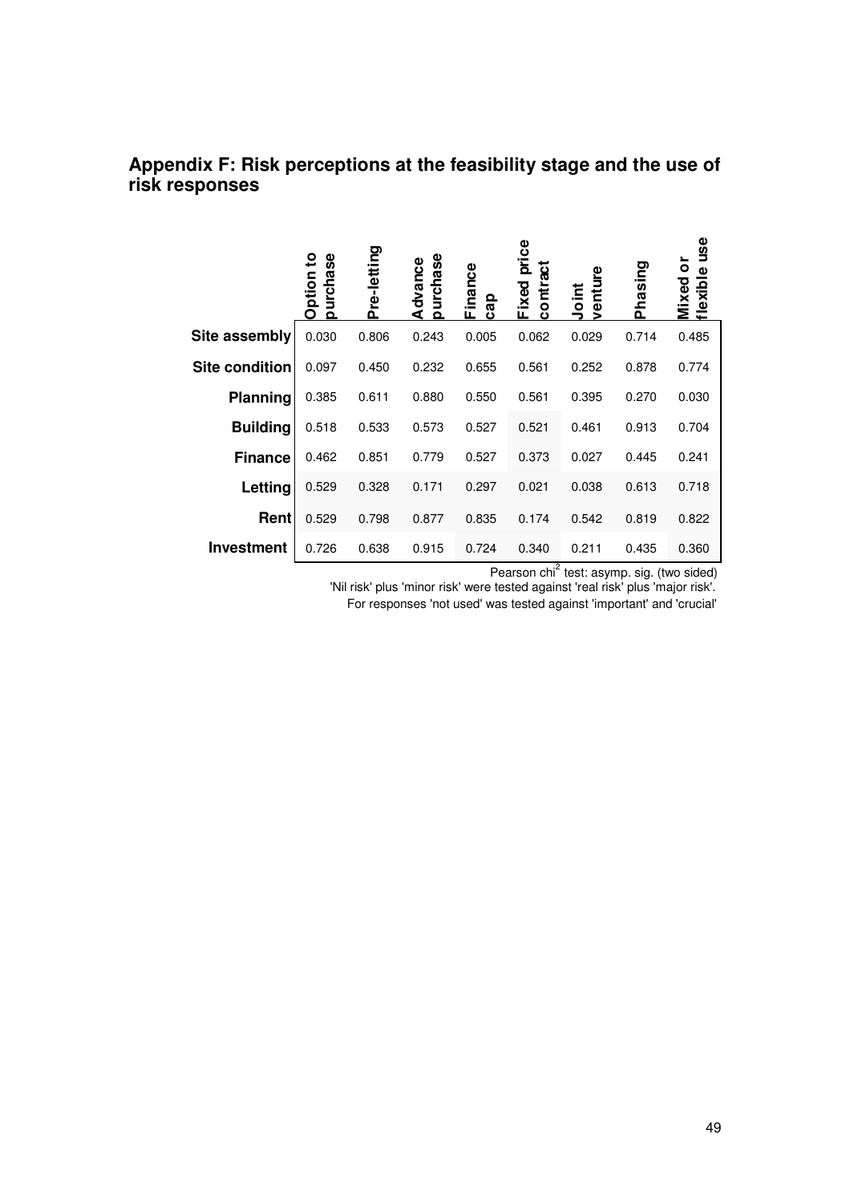## Appendix F: Risk perceptions at the feasibility stage and the use of risk responses

| | Option to purchase | Pre-letting | Advance purchase | Finance cap | Fixed price contract | Joint venture | Phasing | Mixed or flexible use |
|---|---|---|---|---|---|---|---|---|
| **Site assembly** | 0.030 | 0.806 | 0.243 | 0.005 | 0.062 | 0.029 | 0.714 | 0.485 |
| **Site condition** | 0.097 | 0.450 | 0.232 | 0.655 | 0.561 | 0.252 | 0.878 | 0.774 |
| **Planning** | 0.385 | 0.611 | 0.880 | 0.550 | 0.561 | 0.395 | 0.270 | 0.030 |
| **Building** | 0.518 | 0.533 | 0.573 | 0.527 | 0.521 | 0.461 | 0.913 | 0.704 |
| **Finance** | 0.462 | 0.851 | 0.779 | 0.527 | 0.373 | 0.027 | 0.445 | 0.241 |
| **Letting** | 0.529 | 0.328 | 0.171 | 0.297 | 0.021 | 0.038 | 0.613 | 0.718 |
| **Rent** | 0.529 | 0.798 | 0.877 | 0.835 | 0.174 | 0.542 | 0.819 | 0.822 |
| **Investment** | 0.726 | 0.638 | 0.915 | 0.724 | 0.340 | 0.211 | 0.435 | 0.360 |

Pearson chi$^2$ test: asymp. sig. (two sided)

'Nil risk' plus 'minor risk' were tested against 'real risk' plus 'major risk'.

For responses 'not used' was tested against 'important' and 'crucial'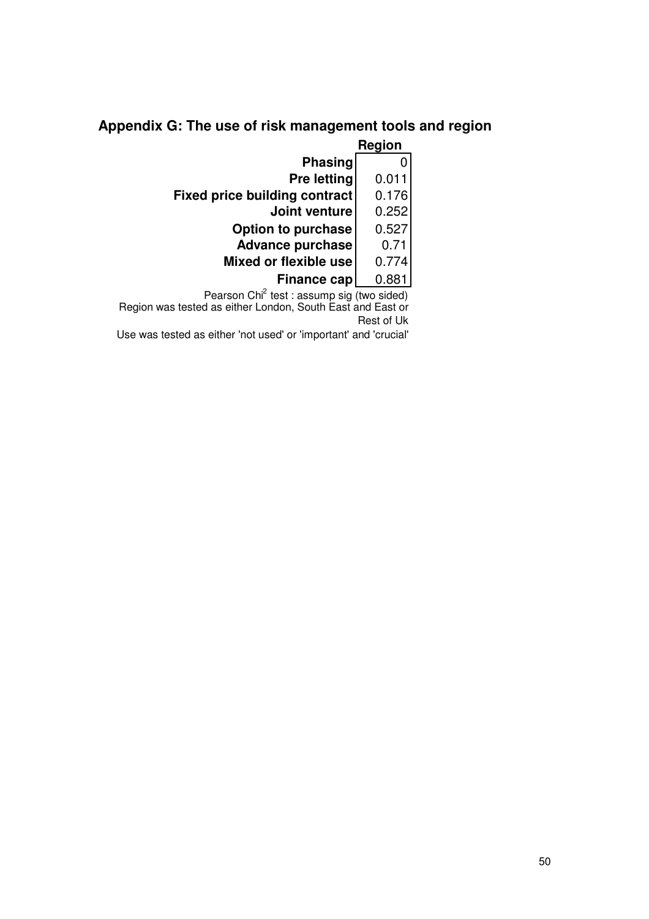## Appendix G: The use of risk management tools and region

| | Region |
|---|---|
| **Phasing** | 0 |
| **Pre letting** | 0.011 |
| **Fixed price building contract** | 0.176 |
| **Joint venture** | 0.252 |
| **Option to purchase** | 0.527 |
| **Advance purchase** | 0.71 |
| **Mixed or flexible use** | 0.774 |
| **Finance cap** | 0.881 |

Pearson $Chi^2$ test : assump sig (two sided)

Region was tested as either London, South East and East or Rest of Uk

Use was tested as either 'not used' or 'important' and 'crucial'